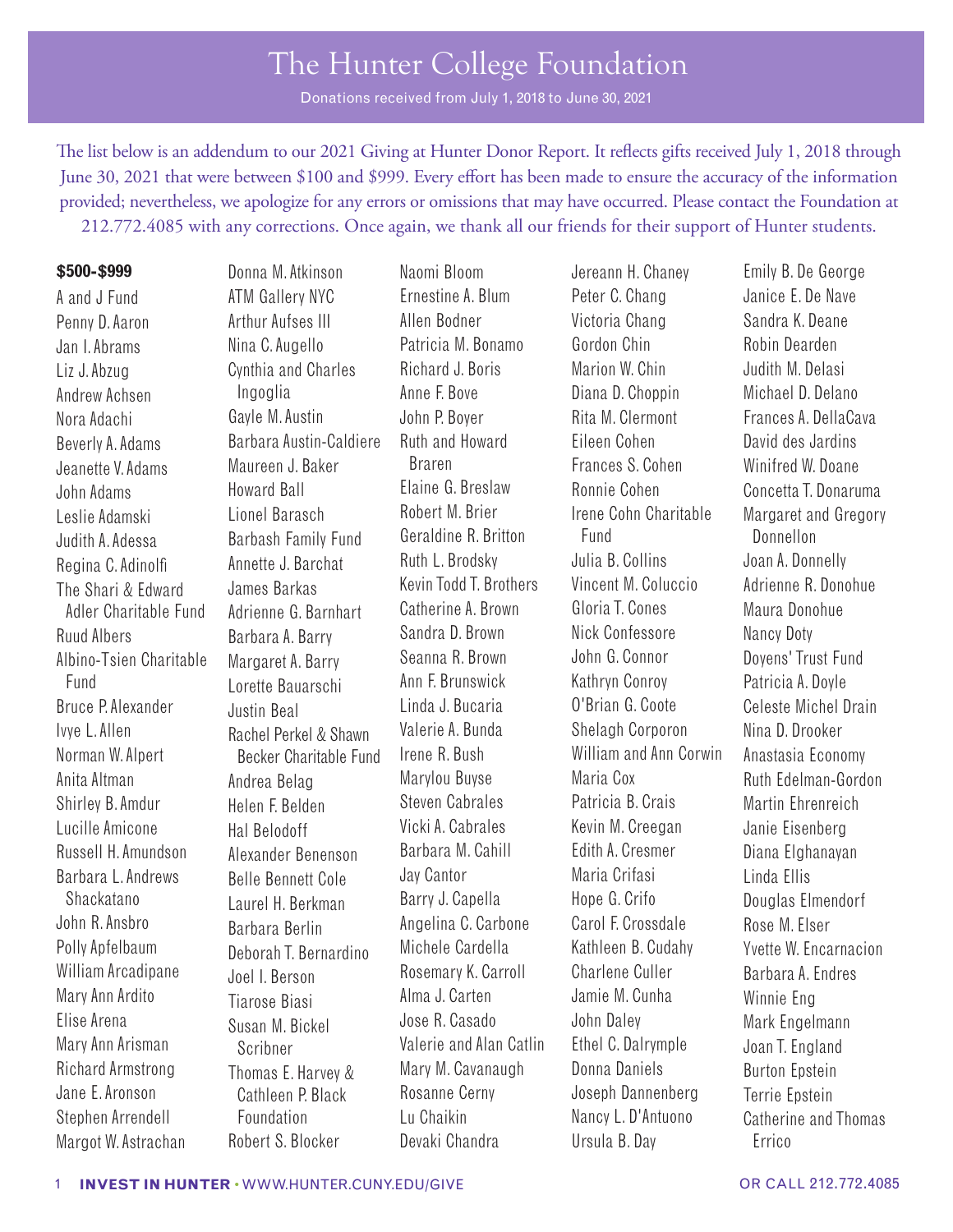# The Hunter College Foundation

Donations received from July 1, 2018 to June 30, 2021

The list below is an addendum to our 2021 Giving at Hunter Donor Report. It reflects gifts received July 1, 2018 through June 30, 2021 that were between $100 and $999. Every effort has been made to ensure the accuracy of the information provided; nevertheless, we apologize for any errors or omissions that may have occurred. Please contact the Foundation at 212.772.4085 with any corrections. Once again, we thank all our friends for their support of Hunter students.

**$500-$999**

A and J Fund
Penny D. Aaron
Jan I. Abrams
Liz J. Abzug
Andrew Achsen
Nora Adachi
Beverly A. Adams
Jeanette V. Adams
John Adams
Leslie Adamski
Judith A. Adessa
Regina C. Adinolfi
The Shari & Edward Adler Charitable Fund
Ruud Albers
Albino-Tsien Charitable Fund
Bruce P. Alexander
Ivye L. Allen
Norman W. Alpert
Anita Altman
Shirley B. Amdur
Lucille Amicone
Russell H. Amundson
Barbara L. Andrews Shackatano
John R. Ansbro
Polly Apfelbaum
William Arcadipane
Mary Ann Ardito
Elise Arena
Mary Ann Arisman
Richard Armstrong
Jane E. Aronson
Stephen Arrendell
Margot W. Astrachan
Donna M. Atkinson
ATM Gallery NYC
Arthur Aufses III
Nina C. Augello
Cynthia and Charles Ingoglia
Gayle M. Austin
Barbara Austin-Caldiere
Maureen J. Baker
Howard Ball
Lionel Barasch
Barbash Family Fund
Annette J. Barchat
James Barkas
Adrienne G. Barnhart
Barbara A. Barry
Margaret A. Barry
Lorette Bauarschi
Justin Beal
Rachel Perkel & Shawn Becker Charitable Fund
Andrea Belag
Helen F. Belden
Hal Belodoff
Alexander Benenson
Belle Bennett Cole
Laurel H. Berkman
Barbara Berlin
Deborah T. Bernardino
Joel I. Berson
Tiarose Biasi
Susan M. Bickel Scribner
Thomas E. Harvey & Cathleen P. Black Foundation
Robert S. Blocker
Naomi Bloom
Ernestine A. Blum
Allen Bodner
Patricia M. Bonamo
Richard J. Boris
Anne F. Bove
John P. Boyer
Ruth and Howard Braren
Elaine G. Breslaw
Robert M. Brier
Geraldine R. Britton
Ruth L. Brodsky
Kevin Todd T. Brothers
Catherine A. Brown
Sandra D. Brown
Seanna R. Brown
Ann F. Brunswick
Linda J. Bucaria
Valerie A. Bunda
Irene R. Bush
Marylou Buyse
Steven Cabrales
Vicki A. Cabrales
Barbara M. Cahill
Jay Cantor
Barry J. Capella
Angelina C. Carbone
Michele Cardella
Rosemary K. Carroll
Alma J. Carten
Jose R. Casado
Valerie and Alan Catlin
Mary M. Cavanaugh
Rosanne Cerny
Lu Chaikin
Devaki Chandra
Jereann H. Chaney
Peter C. Chang
Victoria Chang
Gordon Chin
Marion W. Chin
Diana D. Choppin
Rita M. Clermont
Eileen Cohen
Frances S. Cohen
Ronnie Cohen
Irene Cohn Charitable Fund
Julia B. Collins
Vincent M. Coluccio
Gloria T. Cones
Nick Confessore
John G. Connor
Kathryn Conroy
O'Brian G. Coote
Shelagh Corporon
William and Ann Corwin
Maria Cox
Patricia B. Crais
Kevin M. Creegan
Edith A. Cresmer
Maria Crifasi
Hope G. Crifo
Carol F. Crossdale
Kathleen B. Cudahy
Charlene Culler
Jamie M. Cunha
John Daley
Ethel C. Dalrymple
Donna Daniels
Joseph Dannenberg
Nancy L. D'Antuono
Ursula B. Day
Emily B. De George
Janice E. De Nave
Sandra K. Deane
Robin Dearden
Judith M. Delasi
Michael D. Delano
Frances A. DellaCava
David des Jardins
Winifred W. Doane
Concetta T. Donaruma
Margaret and Gregory Donnellon
Joan A. Donnelly
Adrienne R. Donohue
Maura Donohue
Nancy Doty
Doyens' Trust Fund
Patricia A. Doyle
Celeste Michel Drain
Nina D. Drooker
Anastasia Economy
Ruth Edelman-Gordon
Martin Ehrenreich
Janie Eisenberg
Diana Elghanayan
Linda Ellis
Douglas Elmendorf
Rose M. Elser
Yvette W. Encarnacion
Barbara A. Endres
Winnie Eng
Mark Engelmann
Joan T. England
Burton Epstein
Terrie Epstein
Catherine and Thomas Errico

**INVEST IN HUNTER** · WWW.HUNTER.CUNY.EDU/GIVE OR CALL 212.772.4085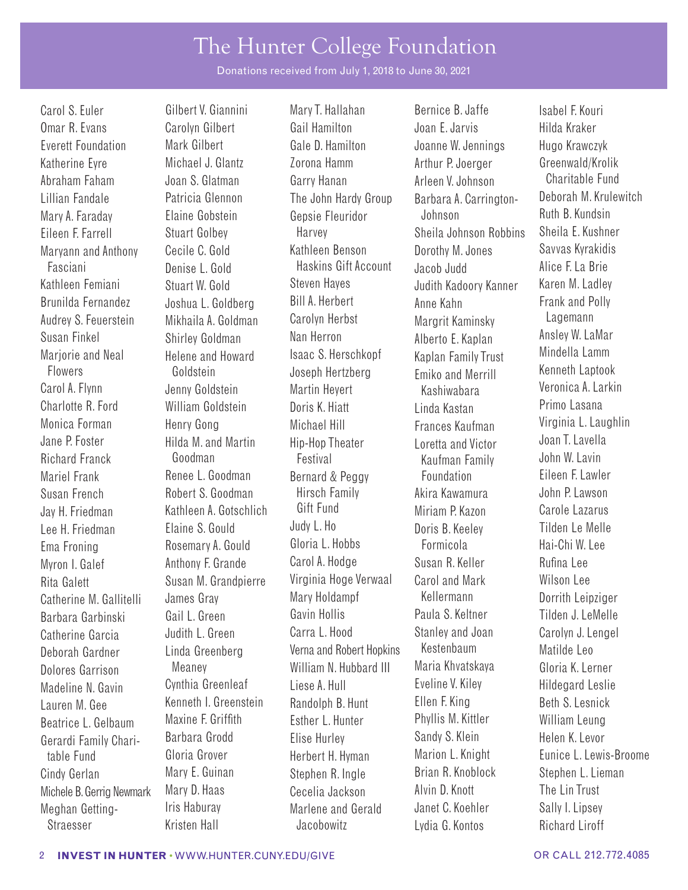# The Hunter College Foundation

Donations received from July 1, 2018 to June 30, 2021

Carol S. Euler
Omar R. Evans
Everett Foundation
Katherine Eyre
Abraham Faham
Lillian Fandale
Mary A. Faraday
Eileen F. Farrell
Maryann and Anthony Fasciani
Kathleen Femiani
Brunilda Fernandez
Audrey S. Feuerstein
Susan Finkel
Marjorie and Neal Flowers
Carol A. Flynn
Charlotte R. Ford
Monica Forman
Jane P. Foster
Richard Franck
Mariel Frank
Susan French
Jay H. Friedman
Lee H. Friedman
Ema Froning
Myron I. Galef
Rita Galett
Catherine M. Gallitelli
Barbara Garbinski
Catherine Garcia
Deborah Gardner
Dolores Garrison
Madeline N. Gavin
Lauren M. Gee
Beatrice L. Gelbaum
Gerardi Family Charitable Fund
Cindy Gerlan
Michele B. Gerrig Newmark
Meghan Getting-Straesser
Gilbert V. Giannini
Carolyn Gilbert
Mark Gilbert
Michael J. Glantz
Joan S. Glatman
Patricia Glennon
Elaine Gobstein
Stuart Golbey
Cecile C. Gold
Denise L. Gold
Stuart W. Gold
Joshua L. Goldberg
Mikhaila A. Goldman
Shirley Goldman
Helene and Howard Goldstein
Jenny Goldstein
William Goldstein
Henry Gong
Hilda M. and Martin Goodman
Renee L. Goodman
Robert S. Goodman
Kathleen A. Gotschlich
Elaine S. Gould
Rosemary A. Gould
Anthony F. Grande
Susan M. Grandpierre
James Gray
Gail L. Green
Judith L. Green
Linda Greenberg Meaney
Cynthia Greenleaf
Kenneth I. Greenstein
Maxine F. Griffith
Barbara Grodd
Gloria Grover
Mary E. Guinan
Mary D. Haas
Iris Haburay
Kristen Hall
Mary T. Hallahan
Gail Hamilton
Gale D. Hamilton
Zorona Hamm
Garry Hanan
The John Hardy Group
Gepsie Fleuridor Harvey
Kathleen Benson Haskins Gift Account
Steven Hayes
Bill A. Herbert
Carolyn Herbst
Nan Herron
Isaac S. Herschkopf
Joseph Hertzberg
Martin Heyert
Doris K. Hiatt
Michael Hill
Hip-Hop Theater Festival
Bernard & Peggy Hirsch Family Gift Fund
Judy L. Ho
Gloria L. Hobbs
Carol A. Hodge
Virginia Hoge Verwaal
Mary Holdampf
Gavin Hollis
Carra L. Hood
Verna and Robert Hopkins
William N. Hubbard III
Liese A. Hull
Randolph B. Hunt
Esther L. Hunter
Elise Hurley
Herbert H. Hyman
Stephen R. Ingle
Cecelia Jackson
Marlene and Gerald Jacobowitz
Bernice B. Jaffe
Joan E. Jarvis
Joanne W. Jennings
Arthur P. Joerger
Arleen V. Johnson
Barbara A. Carrington-Johnson
Sheila Johnson Robbins
Dorothy M. Jones
Jacob Judd
Judith Kadoory Kanner
Anne Kahn
Margrit Kaminsky
Alberto E. Kaplan
Kaplan Family Trust
Emiko and Merrill Kashiwabara
Linda Kastan
Frances Kaufman
Loretta and Victor Kaufman Family Foundation
Akira Kawamura
Miriam P. Kazon
Doris B. Keeley Formicola
Susan R. Keller
Carol and Mark Kellermann
Paula S. Keltner
Stanley and Joan Kestenbaum
Maria Khvatskaya
Eveline V. Kiley
Ellen F. King
Phyllis M. Kittler
Sandy S. Klein
Marion L. Knight
Brian R. Knoblock
Alvin D. Knott
Janet C. Koehler
Lydia G. Kontos
Isabel F. Kouri
Hilda Kraker
Hugo Krawczyk
Greenwald/Krolik Charitable Fund
Deborah M. Krulewitch
Ruth B. Kundsin
Sheila E. Kushner
Savvas Kyrakidis
Alice F. La Brie
Karen M. Ladley
Frank and Polly Lagemann
Ansley W. LaMar
Mindella Lamm
Kenneth Laptook
Veronica A. Larkin
Primo Lasana
Virginia L. Laughlin
Joan T. Lavella
John W. Lavin
Eileen F. Lawler
John P. Lawson
Carole Lazarus
Tilden Le Melle
Hai-Chi W. Lee
Rufina Lee
Wilson Lee
Dorrith Leipziger
Tilden J. LeMelle
Carolyn J. Lengel
Matilde Leo
Gloria K. Lerner
Hildegard Leslie
Beth S. Lesnick
William Leung
Helen K. Levor
Eunice L. Lewis-Broome
Stephen L. Lieman
The Lin Trust
Sally I. Lipsey
Richard Liroff

**INVEST IN HUNTER** · WWW.HUNTER.CUNY.EDU/GIVE OR CALL 212.772.4085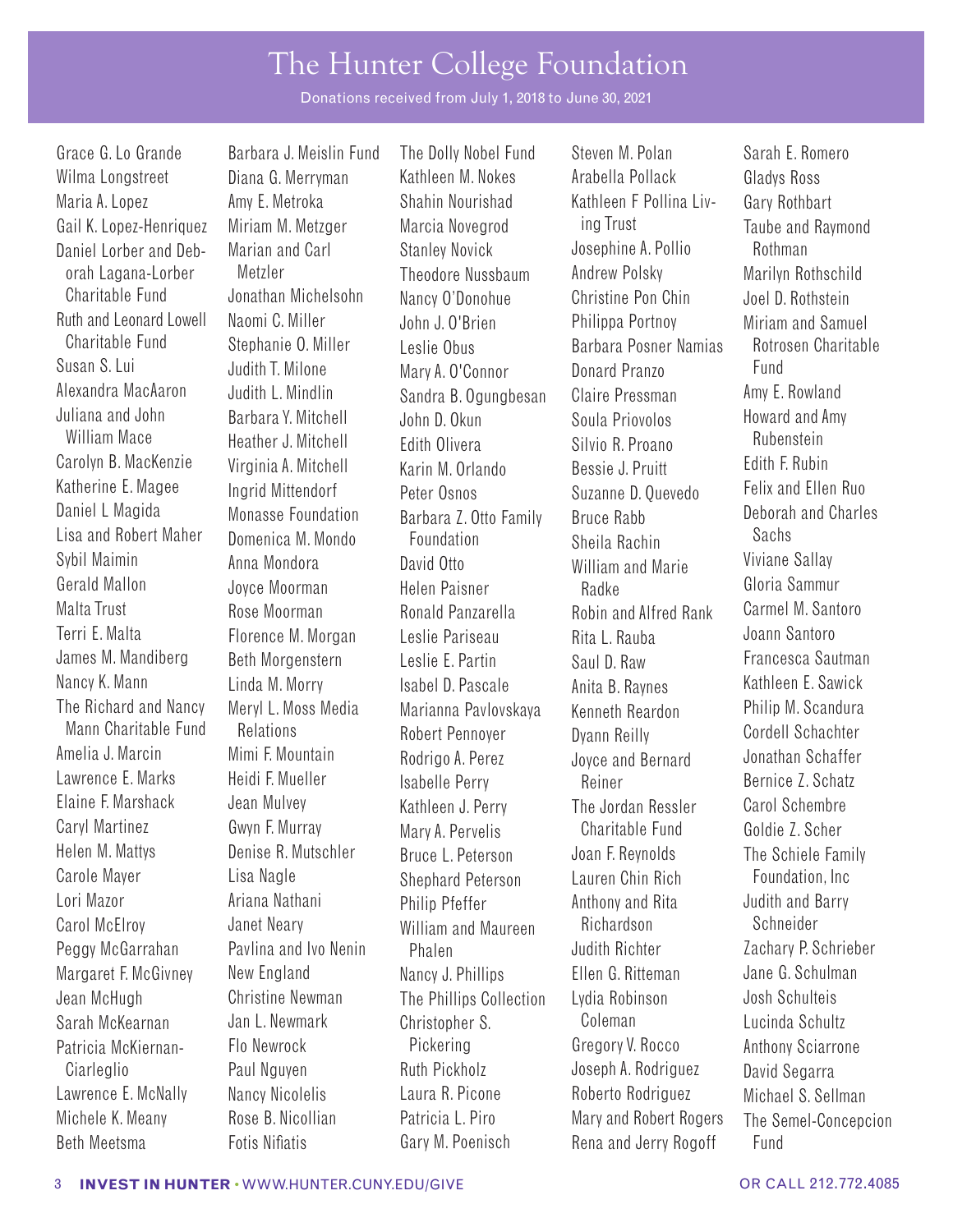# The Hunter College Foundation

Donations received from July 1, 2018 to June 30, 2021

Grace G. Lo Grande
Wilma Longstreet
Maria A. Lopez
Gail K. Lopez-Henriquez
Daniel Lorber and Deborah Lagana-Lorber Charitable Fund
Ruth and Leonard Lowell Charitable Fund
Susan S. Lui
Alexandra MacAaron
Juliana and John William Mace
Carolyn B. MacKenzie
Katherine E. Magee
Daniel L Magida
Lisa and Robert Maher
Sybil Maimin
Gerald Mallon
Malta Trust
Terri E. Malta
James M. Mandiberg
Nancy K. Mann
The Richard and Nancy Mann Charitable Fund
Amelia J. Marcin
Lawrence E. Marks
Elaine F. Marshack
Caryl Martinez
Helen M. Mattys
Carole Mayer
Lori Mazor
Carol McElroy
Peggy McGarrahan
Margaret F. McGivney
Jean McHugh
Sarah McKearnan
Patricia McKiernan-Ciarleglio
Lawrence E. McNally
Michele K. Meany
Beth Meetsma
Barbara J. Meislin Fund
Diana G. Merryman
Amy E. Metroka
Miriam M. Metzger
Marian and Carl Metzler
Jonathan Michelsohn
Naomi C. Miller
Stephanie O. Miller
Judith T. Milone
Judith L. Mindlin
Barbara Y. Mitchell
Heather J. Mitchell
Virginia A. Mitchell
Ingrid Mittendorf
Monasse Foundation
Domenica M. Mondo
Anna Mondora
Joyce Moorman
Rose Moorman
Florence M. Morgan
Beth Morgenstern
Linda M. Morry
Meryl L. Moss Media Relations
Mimi F. Mountain
Heidi F. Mueller
Jean Mulvey
Gwyn F. Murray
Denise R. Mutschler
Lisa Nagle
Ariana Nathani
Janet Neary
Pavlina and Ivo Nenin
New England
Christine Newman
Jan L. Newmark
Flo Newrock
Paul Nguyen
Nancy Nicolelis
Rose B. Nicollian
Fotis Nifiatis
The Dolly Nobel Fund
Kathleen M. Nokes
Shahin Nourishad
Marcia Novegrod
Stanley Novick
Theodore Nussbaum
Nancy O'Donohue
John J. O'Brien
Leslie Obus
Mary A. O'Connor
Sandra B. Ogungbesan
John D. Okun
Edith Olivera
Karin M. Orlando
Peter Osnos
Barbara Z. Otto Family Foundation
David Otto
Helen Paisner
Ronald Panzarella
Leslie Pariseau
Leslie E. Partin
Isabel D. Pascale
Marianna Pavlovskaya
Robert Pennoyer
Rodrigo A. Perez
Isabelle Perry
Kathleen J. Perry
Mary A. Pervelis
Bruce L. Peterson
Shephard Peterson
Philip Pfeffer
William and Maureen Phalen
Nancy J. Phillips
The Phillips Collection
Christopher S. Pickering
Ruth Pickholz
Laura R. Picone
Patricia L. Piro
Gary M. Poenisch
Steven M. Polan
Arabella Pollack
Kathleen F Pollina Living Trust
Josephine A. Pollio
Andrew Polsky
Christine Pon Chin
Philippa Portnoy
Barbara Posner Namias
Donard Pranzo
Claire Pressman
Soula Priovolos
Silvio R. Proano
Bessie J. Pruitt
Suzanne D. Quevedo
Bruce Rabb
Sheila Rachin
William and Marie Radke
Robin and Alfred Rank
Rita L. Rauba
Saul D. Raw
Anita B. Raynes
Kenneth Reardon
Dyann Reilly
Joyce and Bernard Reiner
The Jordan Ressler Charitable Fund
Joan F. Reynolds
Lauren Chin Rich
Anthony and Rita Richardson
Judith Richter
Ellen G. Ritteman
Lydia Robinson Coleman
Gregory V. Rocco
Joseph A. Rodriguez
Roberto Rodriguez
Mary and Robert Rogers
Rena and Jerry Rogoff
Sarah E. Romero
Gladys Ross
Gary Rothbart
Taube and Raymond Rothman
Marilyn Rothschild
Joel D. Rothstein
Miriam and Samuel Rotrosen Charitable Fund
Amy E. Rowland
Howard and Amy Rubenstein
Edith F. Rubin
Felix and Ellen Ruo
Deborah and Charles Sachs
Viviane Sallay
Gloria Sammur
Carmel M. Santoro
Joann Santoro
Francesca Sautman
Kathleen E. Sawick
Philip M. Scandura
Cordell Schachter
Jonathan Schaffer
Bernice Z. Schatz
Carol Schembre
Goldie Z. Scher
The Schiele Family Foundation, Inc
Judith and Barry Schneider
Zachary P. Schrieber
Jane G. Schulman
Josh Schulteis
Lucinda Schultz
Anthony Sciarrone
David Segarra
Michael S. Sellman
The Semel-Concepcion Fund

**INVEST IN HUNTER** • WWW.HUNTER.CUNY.EDU/GIVE OR CALL 212.772.4085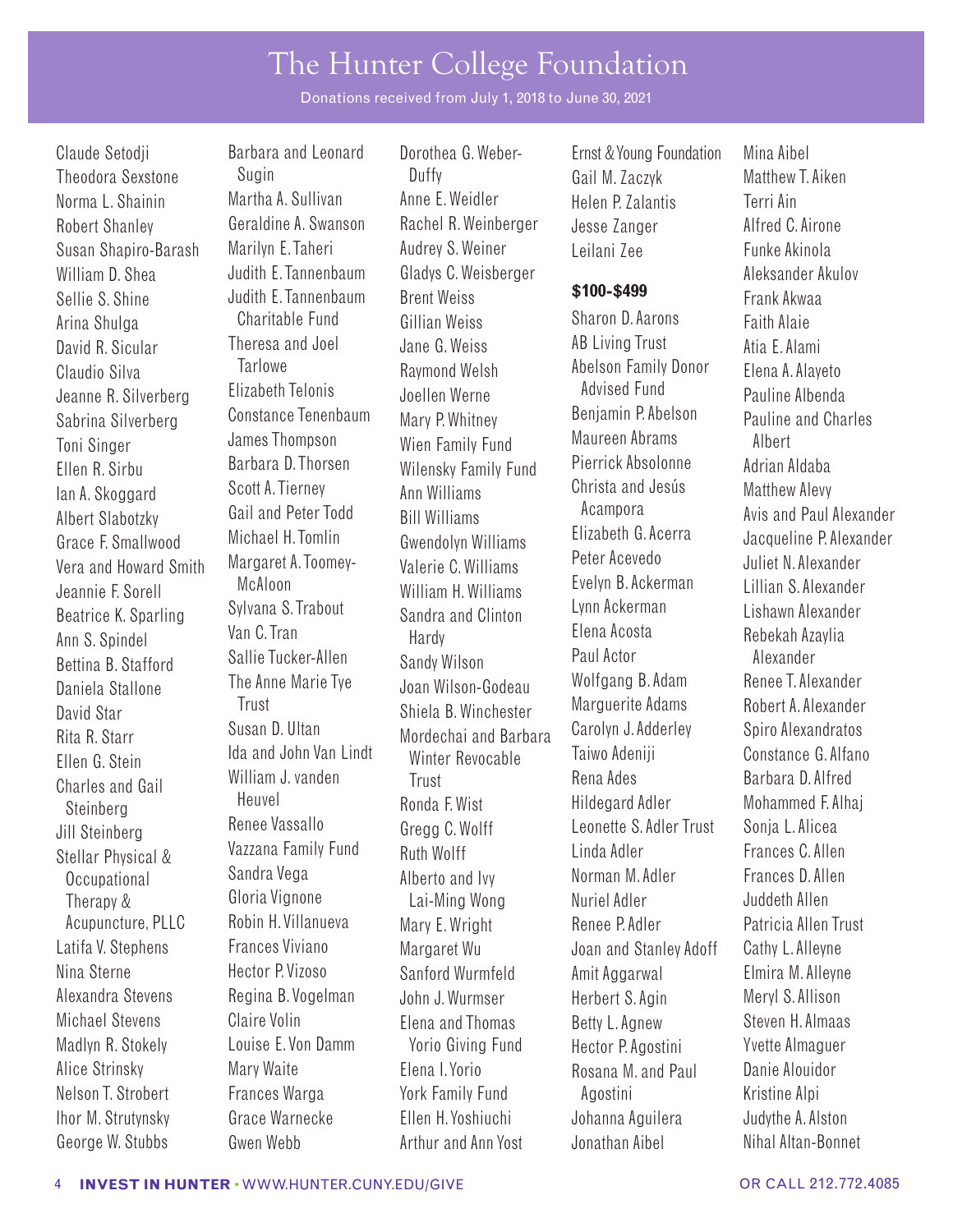# The Hunter College Foundation

Donations received from July 1, 2018 to June 30, 2021

Claude Setodji
Theodora Sexstone
Norma L. Shainin
Robert Shanley
Susan Shapiro-Barash
William D. Shea
Sellie S. Shine
Arina Shulga
David R. Sicular
Claudio Silva
Jeanne R. Silverberg
Sabrina Silverberg
Toni Singer
Ellen R. Sirbu
Ian A. Skoggard
Albert Slabotzky
Grace F. Smallwood
Vera and Howard Smith
Jeannie F. Sorell
Beatrice K. Sparling
Ann S. Spindel
Bettina B. Stafford
Daniela Stallone
David Star
Rita R. Starr
Ellen G. Stein
Charles and Gail Steinberg
Jill Steinberg
Stellar Physical & Occupational Therapy & Acupuncture, PLLC
Latifa V. Stephens
Nina Sterne
Alexandra Stevens
Michael Stevens
Madlyn R. Stokely
Alice Strinsky
Nelson T. Strobert
Ihor M. Strutynsky
George W. Stubbs
Barbara and Leonard Sugin
Martha A. Sullivan
Geraldine A. Swanson
Marilyn E. Taheri
Judith E. Tannenbaum
Judith E. Tannenbaum Charitable Fund
Theresa and Joel Tarlowe
Elizabeth Telonis
Constance Tenenbaum
James Thompson
Barbara D. Thorsen
Scott A. Tierney
Gail and Peter Todd
Michael H. Tomlin
Margaret A. Toomey-McAloon
Sylvana S. Trabout
Van C. Tran
Sallie Tucker-Allen
The Anne Marie Tye Trust
Susan D. Ultan
Ida and John Van Lindt
William J. vanden Heuvel
Renee Vassallo
Vazzana Family Fund
Sandra Vega
Gloria Vignone
Robin H. Villanueva
Frances Viviano
Hector P. Vizoso
Regina B. Vogelman
Claire Volin
Louise E. Von Damm
Mary Waite
Frances Warga
Grace Warnecke
Gwen Webb
Dorothea G. Weber-Duffy
Anne E. Weidler
Rachel R. Weinberger
Audrey S. Weiner
Gladys C. Weisberger
Brent Weiss
Gillian Weiss
Jane G. Weiss
Raymond Welsh
Joellen Werne
Mary P. Whitney
Wien Family Fund
Wilensky Family Fund
Ann Williams
Bill Williams
Gwendolyn Williams
Valerie C. Williams
William H. Williams
Sandra and Clinton Hardy
Sandy Wilson
Joan Wilson-Godeau
Shiela B. Winchester
Mordechai and Barbara Winter Revocable Trust
Ronda F. Wist
Gregg C. Wolff
Ruth Wolff
Alberto and Ivy Lai-Ming Wong
Mary E. Wright
Margaret Wu
Sanford Wurmfeld
John J. Wurmser
Elena and Thomas Yorio Giving Fund
Elena I. Yorio
York Family Fund
Ellen H. Yoshiuchi
Arthur and Ann Yost
Ernst & Young Foundation
Gail M. Zaczyk
Helen P. Zalantis
Jesse Zanger
Leilani Zee

**$100-$499**

Sharon D. Aarons
AB Living Trust
Abelson Family Donor Advised Fund
Benjamin P. Abelson
Maureen Abrams
Pierrick Absolonne
Christa and Jesús Acampora
Elizabeth G. Acerra
Peter Acevedo
Evelyn B. Ackerman
Lynn Ackerman
Elena Acosta
Paul Actor
Wolfgang B. Adam
Marguerite Adams
Carolyn J. Adderley
Taiwo Adeniji
Rena Ades
Hildegard Adler
Leonette S. Adler Trust
Linda Adler
Norman M. Adler
Nuriel Adler
Renee P. Adler
Joan and Stanley Adoff
Amit Aggarwal
Herbert S. Agin
Betty L. Agnew
Hector P. Agostini
Rosana M. and Paul Agostini
Johanna Aguilera
Jonathan Aibel
Mina Aibel
Matthew T. Aiken
Terri Ain
Alfred C. Airone
Funke Akinola
Aleksander Akulov
Frank Akwaa
Faith Alaie
Atia E. Alami
Elena A. Alayeto
Pauline Albenda
Pauline and Charles Albert
Adrian Aldaba
Matthew Alevy
Avis and Paul Alexander
Jacqueline P. Alexander
Juliet N. Alexander
Lillian S. Alexander
Lishawn Alexander
Rebekah Azaylia Alexander
Renee T. Alexander
Robert A. Alexander
Spiro Alexandratos
Constance G. Alfano
Barbara D. Alfred
Mohammed F. Alhaj
Sonja L. Alicea
Frances C. Allen
Frances D. Allen
Juddeth Allen
Patricia Allen Trust
Cathy L. Alleyne
Elmira M. Alleyne
Meryl S. Allison
Steven H. Almaas
Yvette Almaguer
Danie Alouidor
Kristine Alpi
Judythe A. Alston
Nihal Altan-Bonnet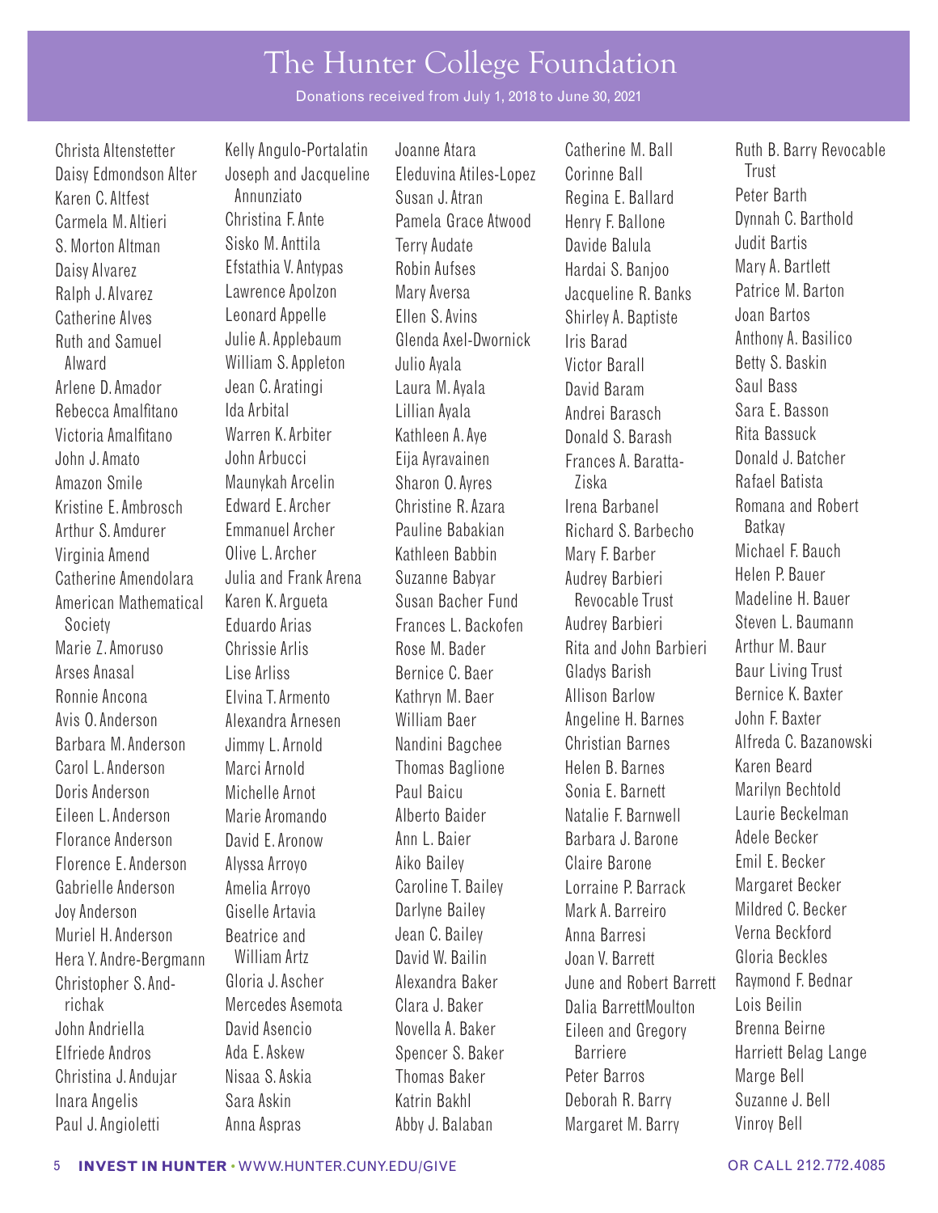# The Hunter College Foundation

Donations received from July 1, 2018 to June 30, 2021

Christa Altenstetter
Daisy Edmondson Alter
Karen C. Altfest
Carmela M. Altieri
S. Morton Altman
Daisy Alvarez
Ralph J. Alvarez
Catherine Alves
Ruth and Samuel Alward
Arlene D. Amador
Rebecca Amalfitano
Victoria Amalfitano
John J. Amato
Amazon Smile
Kristine E. Ambrosch
Arthur S. Amdurer
Virginia Amend
Catherine Amendolara
American Mathematical Society
Marie Z. Amoruso
Arses Anasal
Ronnie Ancona
Avis O. Anderson
Barbara M. Anderson
Carol L. Anderson
Doris Anderson
Eileen L. Anderson
Florance Anderson
Florence E. Anderson
Gabrielle Anderson
Joy Anderson
Muriel H. Anderson
Hera Y. Andre-Bergmann
Christopher S. Andrichak
John Andriella
Elfriede Andros
Christina J. Andujar
Inara Angelis
Paul J. Angioletti
Kelly Angulo-Portalatin
Joseph and Jacqueline Annunziato
Christina F. Ante
Sisko M. Anttila
Efstathia V. Antypas
Lawrence Apolzon
Leonard Appelle
Julie A. Applebaum
William S. Appleton
Jean C. Aratingi
Ida Arbital
Warren K. Arbiter
John Arbucci
Maunykah Arcelin
Edward E. Archer
Emmanuel Archer
Olive L. Archer
Julia and Frank Arena
Karen K. Argueta
Eduardo Arias
Chrissie Arlis
Lise Arliss
Elvina T. Armento
Alexandra Arnesen
Jimmy L. Arnold
Marci Arnold
Michelle Arnot
Marie Aromando
David E. Aronow
Alyssa Arroyo
Amelia Arroyo
Giselle Artavia
Beatrice and William Artz
Gloria J. Ascher
Mercedes Asemota
David Asencio
Ada E. Askew
Nisaa S. Askia
Sara Askin
Anna Aspras
Joanne Atara
Eleduvina Atiles-Lopez
Susan J. Atran
Pamela Grace Atwood
Terry Audate
Robin Aufses
Mary Aversa
Ellen S. Avins
Glenda Axel-Dwornick
Julio Ayala
Laura M. Ayala
Lillian Ayala
Kathleen A. Aye
Eija Ayravainen
Sharon O. Ayres
Christine R. Azara
Pauline Babakian
Kathleen Babbin
Suzanne Babyar
Susan Bacher Fund
Frances L. Backofen
Rose M. Bader
Bernice C. Baer
Kathryn M. Baer
William Baer
Nandini Bagchee
Thomas Baglione
Paul Baicu
Alberto Baider
Ann L. Baier
Aiko Bailey
Caroline T. Bailey
Darlyne Bailey
Jean C. Bailey
David W. Bailin
Alexandra Baker
Clara J. Baker
Novella A. Baker
Spencer S. Baker
Thomas Baker
Katrin Bakhl
Abby J. Balaban
Catherine M. Ball
Corinne Ball
Regina E. Ballard
Henry F. Ballone
Davide Balula
Hardai S. Banjoo
Jacqueline R. Banks
Shirley A. Baptiste
Iris Barad
Victor Barall
David Baram
Andrei Barasch
Donald S. Barash
Frances A. Baratta-Ziska
Irena Barbanel
Richard S. Barbecho
Mary F. Barber
Audrey Barbieri Revocable Trust
Audrey Barbieri
Rita and John Barbieri
Gladys Barish
Allison Barlow
Angeline H. Barnes
Christian Barnes
Helen B. Barnes
Sonia E. Barnett
Natalie F. Barnwell
Barbara J. Barone
Claire Barone
Lorraine P. Barrack
Mark A. Barreiro
Anna Barresi
Joan V. Barrett
June and Robert Barrett
Dalia BarrettMoulton
Eileen and Gregory Barriere
Peter Barros
Deborah R. Barry
Margaret M. Barry
Ruth B. Barry Revocable Trust
Peter Barth
Dynnah C. Barthold
Judit Bartis
Mary A. Bartlett
Patrice M. Barton
Joan Bartos
Anthony A. Basilico
Betty S. Baskin
Saul Bass
Sara E. Basson
Rita Bassuck
Donald J. Batcher
Rafael Batista
Romana and Robert Batkay
Michael F. Bauch
Helen P. Bauer
Madeline H. Bauer
Steven L. Baumann
Arthur M. Baur
Baur Living Trust
Bernice K. Baxter
John F. Baxter
Alfreda C. Bazanowski
Karen Beard
Marilyn Bechtold
Laurie Beckelman
Adele Becker
Emil E. Becker
Margaret Becker
Mildred C. Becker
Verna Beckford
Gloria Beckles
Raymond F. Bednar
Lois Beilin
Brenna Beirne
Harriett Belag Lange
Marge Bell
Suzanne J. Bell
Vinroy Bell

**INVEST IN HUNTER** • WWW.HUNTER.CUNY.EDU/GIVE OR CALL 212.772.4085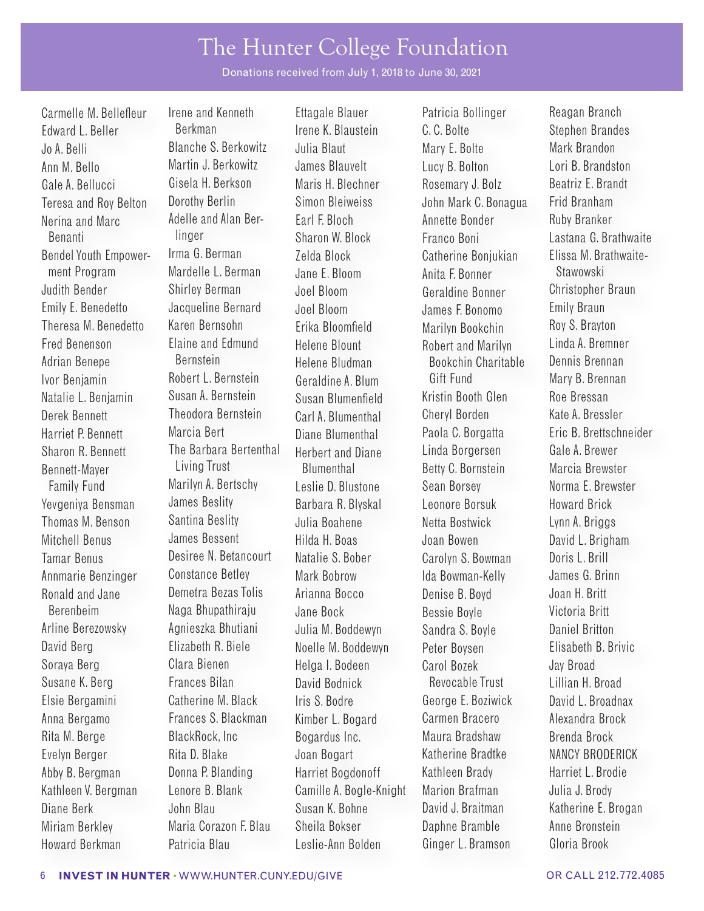# The Hunter College Foundation

Donations received from July 1, 2018 to June 30, 2021

Carmelle M. Bellefleur
Edward L. Beller
Jo A. Belli
Ann M. Bello
Gale A. Bellucci
Teresa and Roy Belton
Nerina and Marc Benanti
Bendel Youth Empowerment Program
Judith Bender
Emily E. Benedetto
Theresa M. Benedetto
Fred Benenson
Adrian Benepe
Ivor Benjamin
Natalie L. Benjamin
Derek Bennett
Harriet P. Bennett
Sharon R. Bennett
Bennett-Mayer Family Fund
Yevgeniya Bensman
Thomas M. Benson
Mitchell Benus
Tamar Benus
Annmarie Benzinger
Ronald and Jane Berenbeim
Arline Berezowsky
David Berg
Soraya Berg
Susane K. Berg
Elsie Bergamini
Anna Bergamo
Rita M. Berge
Evelyn Berger
Abby B. Bergman
Kathleen V. Bergman
Diane Berk
Miriam Berkley
Howard Berkman
Irene and Kenneth Berkman
Blanche S. Berkowitz
Martin J. Berkowitz
Gisela H. Berkson
Dorothy Berlin
Adelle and Alan Berlinger
Irma G. Berman
Mardelle L. Berman
Shirley Berman
Jacqueline Bernard
Karen Bernsohn
Elaine and Edmund Bernstein
Robert L. Bernstein
Susan A. Bernstein
Theodora Bernstein
Marcia Bert
The Barbara Bertenthal Living Trust
Marilyn A. Bertschy
James Beslity
Santina Beslity
James Bessent
Desiree N. Betancourt
Constance Betley
Demetra Bezas Tolis
Naga Bhupathiraju
Agnieszka Bhutiani
Elizabeth R. Biele
Clara Bienen
Frances Bilan
Catherine M. Black
Frances S. Blackman
BlackRock, Inc
Rita D. Blake
Donna P. Blanding
Lenore B. Blank
John Blau
Maria Corazon F. Blau
Patricia Blau
Ettagale Blauer
Irene K. Blaustein
Julia Blaut
James Blauvelt
Maris H. Blechner
Simon Bleiweiss
Earl F. Bloch
Sharon W. Block
Zelda Block
Jane E. Bloom
Joel Bloom
Joel Bloom
Erika Bloomfield
Helene Blount
Helene Bludman
Geraldine A. Blum
Susan Blumenfield
Carl A. Blumenthal
Diane Blumenthal
Herbert and Diane Blumenthal
Leslie D. Blustone
Barbara R. Blyskal
Julia Boahene
Hilda H. Boas
Natalie S. Bober
Mark Bobrow
Arianna Bocco
Jane Bock
Julia M. Boddewyn
Noelle M. Boddewyn
Helga I. Bodeen
David Bodnick
Iris S. Bodre
Kimber L. Bogard
Bogardus Inc.
Joan Bogart
Harriet Bogdonoff
Camille A. Bogle-Knight
Susan K. Bohne
Sheila Bokser
Leslie-Ann Bolden
Patricia Bollinger
C. C. Bolte
Mary E. Bolte
Lucy B. Bolton
Rosemary J. Bolz
John Mark C. Bonagua
Annette Bonder
Franco Boni
Catherine Bonjukian
Anita F. Bonner
Geraldine Bonner
James F. Bonomo
Marilyn Bookchin
Robert and Marilyn Bookchin Charitable Gift Fund
Kristin Booth Glen
Cheryl Borden
Paola C. Borgatta
Linda Borgersen
Betty C. Bornstein
Sean Borsey
Leonore Borsuk
Netta Bostwick
Joan Bowen
Carolyn S. Bowman
Ida Bowman-Kelly
Denise B. Boyd
Bessie Boyle
Sandra S. Boyle
Peter Boysen
Carol Bozek Revocable Trust
George E. Boziwick
Carmen Bracero
Maura Bradshaw
Katherine Bradtke
Kathleen Brady
Marion Brafman
David J. Braitman
Daphne Bramble
Ginger L. Bramson
Reagan Branch
Stephen Brandes
Mark Brandon
Lori B. Brandston
Beatriz E. Brandt
Frid Branham
Ruby Branker
Lastana G. Brathwaite
Elissa M. Brathwaite-Stawowski
Christopher Braun
Emily Braun
Roy S. Brayton
Linda A. Bremner
Dennis Brennan
Mary B. Brennan
Roe Bressan
Kate A. Bressler
Eric B. Brettschneider
Gale A. Brewer
Marcia Brewster
Norma E. Brewster
Howard Brick
Lynn A. Briggs
David L. Brigham
Doris L. Brill
James G. Brinn
Joan H. Britt
Victoria Britt
Daniel Britton
Elisabeth B. Brivic
Jay Broad
Lillian H. Broad
David L. Broadnax
Alexandra Brock
Brenda Brock
NANCY BRODERICK
Harriet L. Brodie
Julia J. Brody
Katherine E. Brogan
Anne Bronstein
Gloria Brook

**INVEST IN HUNTER** • WWW.HUNTER.CUNY.EDU/GIVE OR CALL 212.772.4085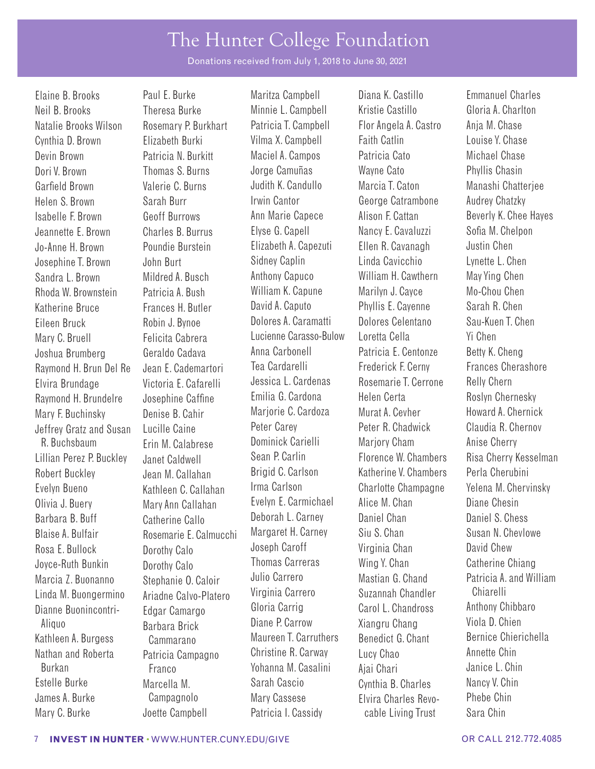# The Hunter College Foundation

Donations received from July 1, 2018 to June 30, 2021

Elaine B. Brooks
Neil B. Brooks
Natalie Brooks Wilson
Cynthia D. Brown
Devin Brown
Dori V. Brown
Garfield Brown
Helen S. Brown
Isabelle F. Brown
Jeannette E. Brown
Jo-Anne H. Brown
Josephine T. Brown
Sandra L. Brown
Rhoda W. Brownstein
Katherine Bruce
Eileen Bruck
Mary C. Bruell
Joshua Brumberg
Raymond H. Brun Del Re
Elvira Brundage
Raymond H. Brundelre
Mary F. Buchinsky
Jeffrey Gratz and Susan R. Buchsbaum
Lillian Perez P. Buckley
Robert Buckley
Evelyn Bueno
Olivia J. Buery
Barbara B. Buff
Blaise A. Bulfair
Rosa E. Bullock
Joyce-Ruth Bunkin
Marcia Z. Buonanno
Linda M. Buongermino
Dianne Buonincontri-Aliquo
Kathleen A. Burgess
Nathan and Roberta Burkan
Estelle Burke
James A. Burke
Mary C. Burke
Paul E. Burke
Theresa Burke
Rosemary P. Burkhart
Elizabeth Burki
Patricia N. Burkitt
Thomas S. Burns
Valerie C. Burns
Sarah Burr
Geoff Burrows
Charles B. Burrus
Poundie Burstein
John Burt
Mildred A. Busch
Patricia A. Bush
Frances H. Butler
Robin J. Bynoe
Felicita Cabrera
Geraldo Cadava
Jean E. Cademartori
Victoria E. Cafarelli
Josephine Caffine
Denise B. Cahir
Lucille Caine
Erin M. Calabrese
Janet Caldwell
Jean M. Callahan
Kathleen C. Callahan
Mary Ann Callahan
Catherine Callo
Rosemarie E. Calmucchi
Dorothy Calo
Dorothy Calo
Stephanie O. Caloir
Ariadne Calvo-Platero
Edgar Camargo
Barbara Brick Cammarano
Patricia Campagno Franco
Marcella M. Campagnolo
Joette Campbell
Maritza Campbell
Minnie L. Campbell
Patricia T. Campbell
Vilma X. Campbell
Maciel A. Campos
Jorge Camuñas
Judith K. Candullo
Irwin Cantor
Ann Marie Capece
Elyse G. Capell
Elizabeth A. Capezuti
Sidney Caplin
Anthony Capuco
William K. Capune
David A. Caputo
Dolores A. Caramatti
Lucienne Carasso-Bulow
Anna Carbonell
Tea Cardarelli
Jessica L. Cardenas
Emilia G. Cardona
Marjorie C. Cardoza
Peter Carey
Dominick Carielli
Sean P. Carlin
Brigid C. Carlson
Irma Carlson
Evelyn E. Carmichael
Deborah L. Carney
Margaret H. Carney
Joseph Caroff
Thomas Carreras
Julio Carrero
Virginia Carrero
Gloria Carrig
Diane P. Carrow
Maureen T. Carruthers
Christine R. Carway
Yohanna M. Casalini
Sarah Cascio
Mary Cassese
Patricia I. Cassidy
Diana K. Castillo
Kristie Castillo
Flor Angela A. Castro
Faith Catlin
Patricia Cato
Wayne Cato
Marcia T. Caton
George Catrambone
Alison F. Cattan
Nancy E. Cavaluzzi
Ellen R. Cavanagh
Linda Cavicchio
William H. Cawthern
Marilyn J. Cayce
Phyllis E. Cayenne
Dolores Celentano
Loretta Cella
Patricia E. Centonze
Frederick F. Cerny
Rosemarie T. Cerrone
Helen Certa
Murat A. Cevher
Peter R. Chadwick
Marjory Cham
Florence W. Chambers
Katherine V. Chambers
Charlotte Champagne
Alice M. Chan
Daniel Chan
Siu S. Chan
Virginia Chan
Wing Y. Chan
Mastian G. Chand
Suzannah Chandler
Carol L. Chandross
Xiangru Chang
Benedict G. Chant
Lucy Chao
Ajai Chari
Cynthia B. Charles
Elvira Charles Revocable Living Trust
Emmanuel Charles
Gloria A. Charlton
Anja M. Chase
Louise Y. Chase
Michael Chase
Phyllis Chasin
Manashi Chatterjee
Audrey Chatzky
Beverly K. Chee Hayes
Sofia M. Chelpon
Justin Chen
Lynette L. Chen
May Ying Chen
Mo-Chou Chen
Sarah R. Chen
Sau-Kuen T. Chen
Yi Chen
Betty K. Cheng
Frances Cherashore
Relly Chern
Roslyn Chernesky
Howard A. Chernick
Claudia R. Chernov
Anise Cherry
Risa Cherry Kesselman
Perla Cherubini
Yelena M. Chervinsky
Diane Chesin
Daniel S. Chess
Susan N. Chevlowe
David Chew
Catherine Chiang
Patricia A. and William Chiarelli
Anthony Chibbaro
Viola D. Chien
Bernice Chierichella
Annette Chin
Janice L. Chin
Nancy V. Chin
Phebe Chin
Sara Chin

**INVEST IN HUNTER** · WWW.HUNTER.CUNY.EDU/GIVE OR CALL 212.772.4085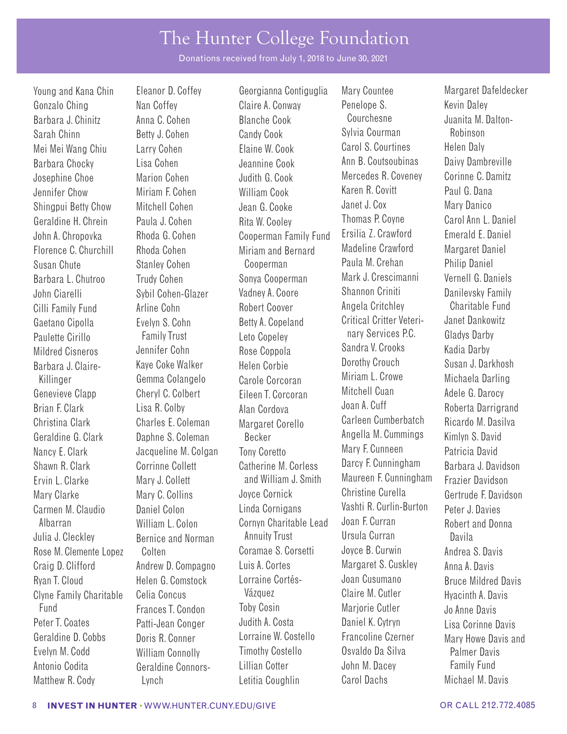# The Hunter College Foundation

Donations received from July 1, 2018 to June 30, 2021

Young and Kana Chin
Gonzalo Ching
Barbara J. Chinitz
Sarah Chinn
Mei Mei Wang Chiu
Barbara Chocky
Josephine Choe
Jennifer Chow
Shingpui Betty Chow
Geraldine H. Chrein
John A. Chropovka
Florence C. Churchill
Susan Chute
Barbara L. Chutroo
John Ciarelli
Cilli Family Fund
Gaetano Cipolla
Paulette Cirillo
Mildred Cisneros
Barbara J. Claire-Killinger
Genevieve Clapp
Brian F. Clark
Christina Clark
Geraldine G. Clark
Nancy E. Clark
Shawn R. Clark
Ervin L. Clarke
Mary Clarke
Carmen M. Claudio Albarran
Julia J. Cleckley
Rose M. Clemente Lopez
Craig D. Clifford
Ryan T. Cloud
Clyne Family Charitable Fund
Peter T. Coates
Geraldine D. Cobbs
Evelyn M. Codd
Antonio Codita
Matthew R. Cody

Eleanor D. Coffey
Nan Coffey
Anna C. Cohen
Betty J. Cohen
Larry Cohen
Lisa Cohen
Marion Cohen
Miriam F. Cohen
Mitchell Cohen
Paula J. Cohen
Rhoda G. Cohen
Rhoda Cohen
Stanley Cohen
Trudy Cohen
Sybil Cohen-Glazer
Arline Cohn
Evelyn S. Cohn Family Trust
Jennifer Cohn
Kaye Coke Walker
Gemma Colangelo
Cheryl C. Colbert
Lisa R. Colby
Charles E. Coleman
Daphne S. Coleman
Jacqueline M. Colgan
Corrinne Collett
Mary J. Collett
Mary C. Collins
Daniel Colon
William L. Colon
Bernice and Norman Colten
Andrew D. Compagno
Helen G. Comstock
Celia Concus
Frances T. Condon
Patti-Jean Conger
Doris R. Conner
William Connolly
Geraldine Connors-Lynch

Georgianna Contiguglia
Claire A. Conway
Blanche Cook
Candy Cook
Elaine W. Cook
Jeannine Cook
Judith G. Cook
William Cook
Jean G. Cooke
Rita W. Cooley
Cooperman Family Fund
Miriam and Bernard Cooperman
Sonya Cooperman
Vadney A. Coore
Robert Coover
Betty A. Copeland
Leto Copeley
Rose Coppola
Helen Corbie
Carole Corcoran
Eileen T. Corcoran
Alan Cordova
Margaret Corello Becker
Tony Coretto
Catherine M. Corless and William J. Smith
Joyce Cornick
Linda Cornigans
Cornyn Charitable Lead Annuity Trust
Coramae S. Corsetti
Luis A. Cortes
Lorraine Cortés-Vázquez
Toby Cosin
Judith A. Costa
Lorraine W. Costello
Timothy Costello
Lillian Cotter
Letitia Coughlin

Mary Countee
Penelope S. Courchesne
Sylvia Courman
Carol S. Courtines
Ann B. Coutsoubinas
Mercedes R. Coveney
Karen R. Covitt
Janet J. Cox
Thomas P. Coyne
Ersilia Z. Crawford
Madeline Crawford
Paula M. Crehan
Mark J. Crescimanni
Shannon Criniti
Angela Critchley
Critical Critter Veterinary Services P.C.
Sandra V. Crooks
Dorothy Crouch
Miriam L. Crowe
Mitchell Cuan
Joan A. Cuff
Carleen Cumberbatch
Angella M. Cummings
Mary F. Cunneen
Darcy F. Cunningham
Maureen F. Cunningham
Christine Curella
Vashti R. Curlin-Burton
Joan F. Curran
Ursula Curran
Joyce B. Curwin
Margaret S. Cuskley
Joan Cusumano
Claire M. Cutler
Marjorie Cutler
Daniel K. Cytryn
Francoline Czerner
Osvaldo Da Silva
John M. Dacey
Carol Dachs

Margaret Dafeldecker
Kevin Daley
Juanita M. Dalton-Robinson
Helen Daly
Daivy Dambreville
Corinne C. Damitz
Paul G. Dana
Mary Danico
Carol Ann L. Daniel
Emerald E. Daniel
Margaret Daniel
Philip Daniel
Vernell G. Daniels
Danilevsky Family Charitable Fund
Janet Dankowitz
Gladys Darby
Kadia Darby
Susan J. Darkhosh
Michaela Darling
Adele G. Darocy
Roberta Darrigrand
Ricardo M. Dasilva
Kimlyn S. David
Patricia David
Barbara J. Davidson
Frazier Davidson
Gertrude F. Davidson
Peter J. Davies
Robert and Donna Davila
Andrea S. Davis
Anna A. Davis
Bruce Mildred Davis
Hyacinth A. Davis
Jo Anne Davis
Lisa Corinne Davis
Mary Howe Davis and Palmer Davis Family Fund
Michael M. Davis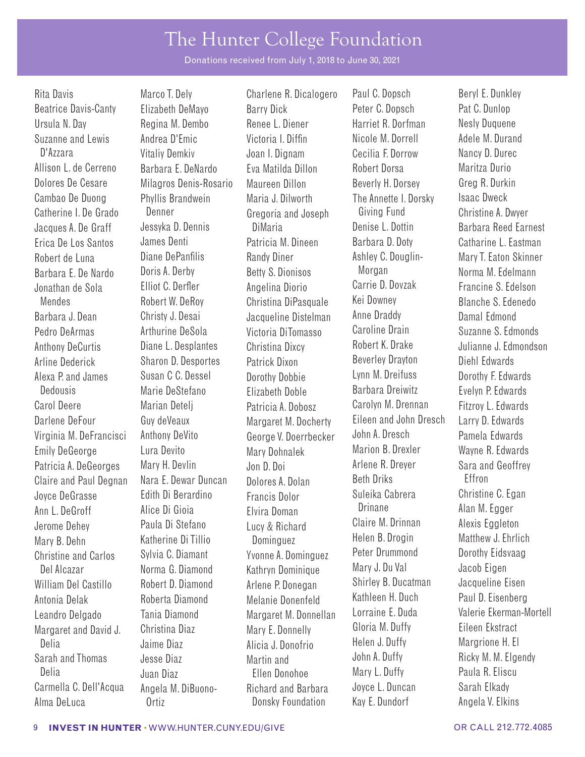# The Hunter College Foundation

Donations received from July 1, 2018 to June 30, 2021

Rita Davis
Beatrice Davis-Canty
Ursula N. Day
Suzanne and Lewis D'Azzara
Allison L. de Cerreno
Dolores De Cesare
Cambao De Duong
Catherine I. De Grado
Jacques A. De Graff
Erica De Los Santos
Robert de Luna
Barbara E. De Nardo
Jonathan de Sola Mendes
Barbara J. Dean
Pedro DeArmas
Anthony DeCurtis
Arline Dederick
Alexa P. and James Dedousis
Carol Deere
Darlene DeFour
Virginia M. DeFrancisci
Emily DeGeorge
Patricia A. DeGeorges
Claire and Paul Degnan
Joyce DeGrasse
Ann L. DeGroff
Jerome Dehey
Mary B. Dehn
Christine and Carlos Del Alcazar
William Del Castillo
Antonia Delak
Leandro Delgado
Margaret and David J. Delia
Sarah and Thomas Delia
Carmella C. Dell'Acqua
Alma DeLuca
Marco T. Dely
Elizabeth DeMayo
Regina M. Dembo
Andrea D'Emic
Vitaliy Demkiv
Barbara E. DeNardo
Milagros Denis-Rosario
Phyllis Brandwein Denner
Jessyka D. Dennis
James Denti
Diane DePanfilis
Doris A. Derby
Elliot C. Derfler
Robert W. DeRoy
Christy J. Desai
Arthurine DeSola
Diane L. Desplantes
Sharon D. Desportes
Susan C C. Dessel
Marie DeStefano
Marian Detelj
Guy deVeaux
Anthony DeVito
Lura Devito
Mary H. Devlin
Nara E. Dewar Duncan
Edith Di Berardino
Alice Di Gioia
Paula Di Stefano
Katherine Di Tillio
Sylvia C. Diamant
Norma G. Diamond
Robert D. Diamond
Roberta Diamond
Tania Diamond
Christina Diaz
Jaime Diaz
Jesse Diaz
Juan Diaz
Angela M. DiBuono-Ortiz
Charlene R. Dicalogero
Barry Dick
Renee L. Diener
Victoria I. Diffin
Joan I. Dignam
Eva Matilda Dillon
Maureen Dillon
Maria J. Dilworth
Gregoria and Joseph DiMaria
Patricia M. Dineen
Randy Diner
Betty S. Dionisos
Angelina Diorio
Christina DiPasquale
Jacqueline Distelman
Victoria DiTomasso
Christina Dixcy
Patrick Dixon
Dorothy Dobbie
Elizabeth Doble
Patricia A. Dobosz
Margaret M. Docherty
George V. Doerrbecker
Mary Dohnalek
Jon D. Doi
Dolores A. Dolan
Francis Dolor
Elvira Doman
Lucy & Richard Dominguez
Yvonne A. Dominguez
Kathryn Dominique
Arlene P. Donegan
Melanie Donenfeld
Margaret M. Donnellan
Mary E. Donnelly
Alicia J. Donofrio
Martin and Ellen Donohoe
Richard and Barbara Donsky Foundation
Paul C. Dopsch
Peter C. Dopsch
Harriet R. Dorfman
Nicole M. Dorrell
Cecilia F. Dorrow
Robert Dorsa
Beverly H. Dorsey
The Annette I. Dorsky Giving Fund
Denise L. Dottin
Barbara D. Doty
Ashley C. Douglin-Morgan
Carrie D. Dovzak
Kei Downey
Anne Draddy
Caroline Drain
Robert K. Drake
Beverley Drayton
Lynn M. Dreifuss
Barbara Dreiwitz
Carolyn M. Drennan
Eileen and John Dresch
John A. Dresch
Marion B. Drexler
Arlene R. Dreyer
Beth Driks
Suleika Cabrera Drinane
Claire M. Drinnan
Helen B. Drogin
Peter Drummond
Mary J. Du Val
Shirley B. Ducatman
Kathleen H. Duch
Lorraine E. Duda
Gloria M. Duffy
Helen J. Duffy
John A. Duffy
Mary L. Duffy
Joyce L. Duncan
Kay E. Dundorf
Beryl E. Dunkley
Pat C. Dunlop
Nesly Duquene
Adele M. Durand
Nancy D. Durec
Maritza Durio
Greg R. Durkin
Isaac Dweck
Christine A. Dwyer
Barbara Reed Earnest
Catharine L. Eastman
Mary T. Eaton Skinner
Norma M. Edelmann
Francine S. Edelson
Blanche S. Edenedo
Damal Edmond
Suzanne S. Edmonds
Julianne J. Edmondson
Diehl Edwards
Dorothy F. Edwards
Evelyn P. Edwards
Fitzroy L. Edwards
Larry D. Edwards
Pamela Edwards
Wayne R. Edwards
Sara and Geoffrey Effron
Christine C. Egan
Alan M. Egger
Alexis Eggleton
Matthew J. Ehrlich
Dorothy Eidsvaag
Jacob Eigen
Jacqueline Eisen
Paul D. Eisenberg
Valerie Ekerman-Mortell
Eileen Ekstract
Margrione H. El
Ricky M. M. Elgendy
Paula R. Eliscu
Sarah Elkady
Angela V. Elkins

**INVEST IN HUNTER** • WWW.HUNTER.CUNY.EDU/GIVE OR CALL 212.772.4085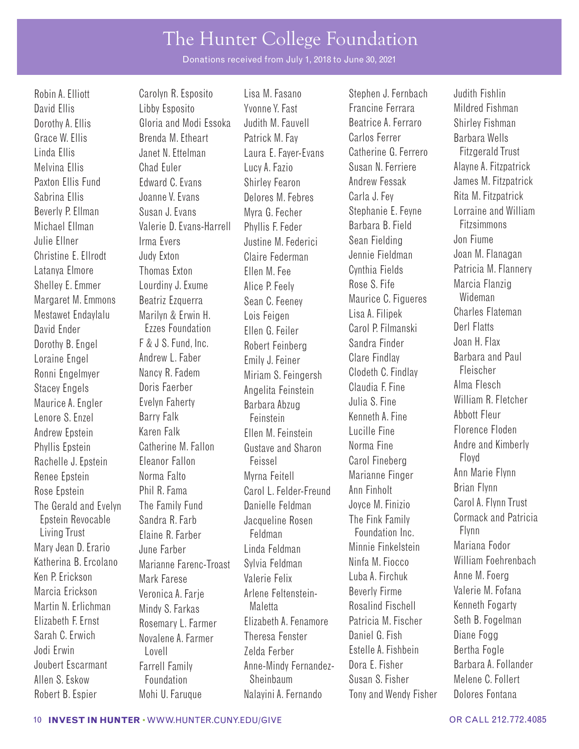# The Hunter College Foundation

Donations received from July 1, 2018 to June 30, 2021

Robin A. Elliott
David Ellis
Dorothy A. Ellis
Grace W. Ellis
Linda Ellis
Melvina Ellis
Paxton Ellis Fund
Sabrina Ellis
Beverly P. Ellman
Michael Ellman
Julie Ellner
Christine E. Ellrodt
Latanya Elmore
Shelley E. Emmer
Margaret M. Emmons
Mestawet Endaylalu
David Ender
Dorothy B. Engel
Loraine Engel
Ronni Engelmyer
Stacey Engels
Maurice A. Engler
Lenore S. Enzel
Andrew Epstein
Phyllis Epstein
Rachelle J. Epstein
Renee Epstein
Rose Epstein
The Gerald and Evelyn Epstein Revocable Living Trust
Mary Jean D. Erario
Katherina B. Ercolano
Ken P. Erickson
Marcia Erickson
Martin N. Erlichman
Elizabeth F. Ernst
Sarah C. Erwich
Jodi Erwin
Joubert Escarmant
Allen S. Eskow
Robert B. Espier
Carolyn R. Esposito
Libby Esposito
Gloria and Modi Essoka
Brenda M. Etheart
Janet N. Ettelman
Chad Euler
Edward C. Evans
Joanne V. Evans
Susan J. Evans
Valerie D. Evans-Harrell
Irma Evers
Judy Exton
Thomas Exton
Lourdiny J. Exume
Beatriz Ezquerra
Marilyn & Erwin H. Ezzes Foundation
F & J S. Fund, Inc.
Andrew L. Faber
Nancy R. Fadem
Doris Faerber
Evelyn Faherty
Barry Falk
Karen Falk
Catherine M. Fallon
Eleanor Fallon
Norma Falto
Phil R. Fama
The Family Fund
Sandra R. Farb
Elaine R. Farber
June Farber
Marianne Farenc-Troast
Mark Farese
Veronica A. Farje
Mindy S. Farkas
Rosemary L. Farmer
Novalene A. Farmer Lovell
Farrell Family Foundation
Mohi U. Faruque
Lisa M. Fasano
Yvonne Y. Fast
Judith M. Fauvell
Patrick M. Fay
Laura E. Fayer-Evans
Lucy A. Fazio
Shirley Fearon
Delores M. Febres
Myra G. Fecher
Phyllis F. Feder
Justine M. Federici
Claire Federman
Ellen M. Fee
Alice P. Feely
Sean C. Feeney
Lois Feigen
Ellen G. Feiler
Robert Feinberg
Emily J. Feiner
Miriam S. Feingersh
Angelita Feinstein
Barbara Abzug Feinstein
Ellen M. Feinstein
Gustave and Sharon Feissel
Myrna Feitell
Carol L. Felder-Freund
Danielle Feldman
Jacqueline Rosen Feldman
Linda Feldman
Sylvia Feldman
Valerie Felix
Arlene Feltenstein-Maletta
Elizabeth A. Fenamore
Theresa Fenster
Zelda Ferber
Anne-Mindy Fernandez-Sheinbaum
Nalayini A. Fernando
Stephen J. Fernbach
Francine Ferrara
Beatrice A. Ferraro
Carlos Ferrer
Catherine G. Ferrero
Susan N. Ferriere
Andrew Fessak
Carla J. Fey
Stephanie E. Feyne
Barbara B. Field
Sean Fielding
Jennie Fieldman
Cynthia Fields
Rose S. Fife
Maurice C. Figueres
Lisa A. Filipek
Carol P. Filmanski
Sandra Finder
Clare Findlay
Clodeth C. Findlay
Claudia F. Fine
Julia S. Fine
Kenneth A. Fine
Lucille Fine
Norma Fine
Carol Fineberg
Marianne Finger
Ann Finholt
Joyce M. Finizio
The Fink Family Foundation Inc.
Minnie Finkelstein
Ninfa M. Fiocco
Luba A. Firchuk
Beverly Firme
Rosalind Fischell
Patricia M. Fischer
Daniel G. Fish
Estelle A. Fishbein
Dora E. Fisher
Susan S. Fisher
Tony and Wendy Fisher
Judith Fishlin
Mildred Fishman
Shirley Fishman
Barbara Wells Fitzgerald Trust
Alayne A. Fitzpatrick
James M. Fitzpatrick
Rita M. Fitzpatrick
Lorraine and William Fitzsimmons
Jon Fiume
Joan M. Flanagan
Patricia M. Flannery
Marcia Flanzig Wideman
Charles Flateman
Derl Flatts
Joan H. Flax
Barbara and Paul Fleischer
Alma Flesch
William R. Fletcher
Abbott Fleur
Florence Floden
Andre and Kimberly Floyd
Ann Marie Flynn
Brian Flynn
Carol A. Flynn Trust
Cormack and Patricia Flynn
Mariana Fodor
William Foehrenbach
Anne M. Foerg
Valerie M. Fofana
Kenneth Fogarty
Seth B. Fogelman
Diane Fogg
Bertha Fogle
Barbara A. Follander
Melene C. Follert
Dolores Fontana

**INVEST IN HUNTER** · WWW.HUNTER.CUNY.EDU/GIVE OR CALL 212.772.4085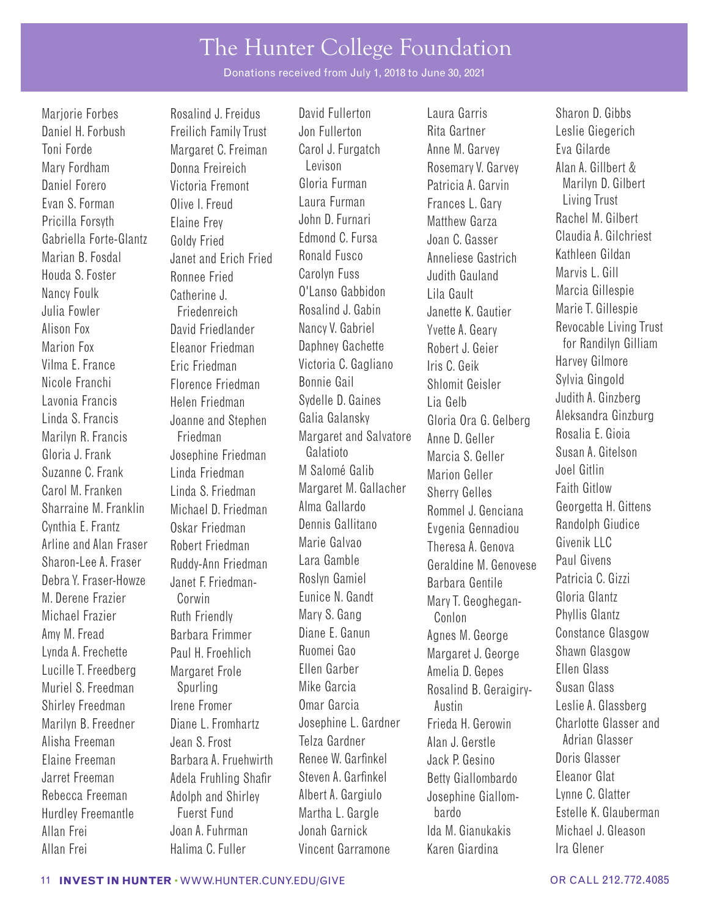# The Hunter College Foundation

Donations received from July 1, 2018 to June 30, 2021

Marjorie Forbes
Daniel H. Forbush
Toni Forde
Mary Fordham
Daniel Forero
Evan S. Forman
Pricilla Forsyth
Gabriella Forte-Glantz
Marian B. Fosdal
Houda S. Foster
Nancy Foulk
Julia Fowler
Alison Fox
Marion Fox
Vilma E. France
Nicole Franchi
Lavonia Francis
Linda S. Francis
Marilyn R. Francis
Gloria J. Frank
Suzanne C. Frank
Carol M. Franken
Sharraine M. Franklin
Cynthia E. Frantz
Arline and Alan Fraser
Sharon-Lee A. Fraser
Debra Y. Fraser-Howze
M. Derene Frazier
Michael Frazier
Amy M. Fread
Lynda A. Frechette
Lucille T. Freedberg
Muriel S. Freedman
Shirley Freedman
Marilyn B. Freedner
Alisha Freeman
Elaine Freeman
Jarret Freeman
Rebecca Freeman
Hurdley Freemantle
Allan Frei
Allan Frei

Rosalind J. Freidus
Freilich Family Trust
Margaret C. Freiman
Donna Freireich
Victoria Fremont
Olive I. Freud
Elaine Frey
Goldy Fried
Janet and Erich Fried
Ronnee Fried
Catherine J. Friedenreich
David Friedlander
Eleanor Friedman
Eric Friedman
Florence Friedman
Helen Friedman
Joanne and Stephen Friedman
Josephine Friedman
Linda Friedman
Linda S. Friedman
Michael D. Friedman
Oskar Friedman
Robert Friedman
Ruddy-Ann Friedman
Janet F. Friedman-Corwin
Ruth Friendly
Barbara Frimmer
Paul H. Froehlich
Margaret Frole Spurling
Irene Fromer
Diane L. Fromhartz
Jean S. Frost
Barbara A. Fruehwirth
Adela Fruhling Shafir
Adolph and Shirley Fuerst Fund
Joan A. Fuhrman
Halima C. Fuller

David Fullerton
Jon Fullerton
Carol J. Furgatch Levison
Gloria Furman
Laura Furman
John D. Furnari
Edmond C. Fursa
Ronald Fusco
Carolyn Fuss
O'Lanso Gabbidon
Rosalind J. Gabin
Nancy V. Gabriel
Daphney Gachette
Victoria C. Gagliano
Bonnie Gail
Sydelle D. Gaines
Galia Galansky
Margaret and Salvatore Galatioto
M Salomé Galib
Margaret M. Gallacher
Alma Gallardo
Dennis Gallitano
Marie Galvao
Lara Gamble
Roslyn Gamiel
Eunice N. Gandt
Mary S. Gang
Diane E. Ganun
Ruomei Gao
Ellen Garber
Mike Garcia
Omar Garcia
Josephine L. Gardner
Telza Gardner
Renee W. Garfinkel
Steven A. Garfinkel
Albert A. Gargiulo
Martha L. Gargle
Jonah Garnick
Vincent Garramone

Laura Garris
Rita Gartner
Anne M. Garvey
Rosemary V. Garvey
Patricia A. Garvin
Frances L. Gary
Matthew Garza
Joan C. Gasser
Anneliese Gastrich
Judith Gauland
Lila Gault
Janette K. Gautier
Yvette A. Geary
Robert J. Geier
Iris C. Geik
Shlomit Geisler
Lia Gelb
Gloria Ora G. Gelberg
Anne D. Geller
Marcia S. Geller
Marion Geller
Sherry Gelles
Rommel J. Genciana
Evgenia Gennadiou
Theresa A. Genova
Geraldine M. Genovese
Barbara Gentile
Mary T. Geoghegan-Conlon
Agnes M. George
Margaret J. George
Amelia D. Gepes
Rosalind B. Geraigiry-Austin
Frieda H. Gerowin
Alan J. Gerstle
Jack P. Gesino
Betty Giallombardo
Josephine Giallombardo
Ida M. Gianukakis
Karen Giardina

Sharon D. Gibbs
Leslie Giegerich
Eva Gilarde
Alan A. Gillbert & Marilyn D. Gilbert Living Trust
Rachel M. Gilbert
Claudia A. Gilchriest
Kathleen Gildan
Marvis L. Gill
Marcia Gillespie
Marie T. Gillespie
Revocable Living Trust for Randilyn Gilliam
Harvey Gilmore
Sylvia Gingold
Judith A. Ginzberg
Aleksandra Ginzburg
Rosalia E. Gioia
Susan A. Gitelson
Joel Gitlin
Faith Gitlow
Georgetta H. Gittens
Randolph Giudice
Givenik LLC
Paul Givens
Patricia C. Gizzi
Gloria Glantz
Phyllis Glantz
Constance Glasgow
Shawn Glasgow
Ellen Glass
Susan Glass
Leslie A. Glassberg
Charlotte Glasser and Adrian Glasser
Doris Glasser
Eleanor Glat
Lynne C. Glatter
Estelle K. Glauberman
Michael J. Gleason
Ira Glener

**INVEST IN HUNTER** • WWW.HUNTER.CUNY.EDU/GIVE OR CALL 212.772.4085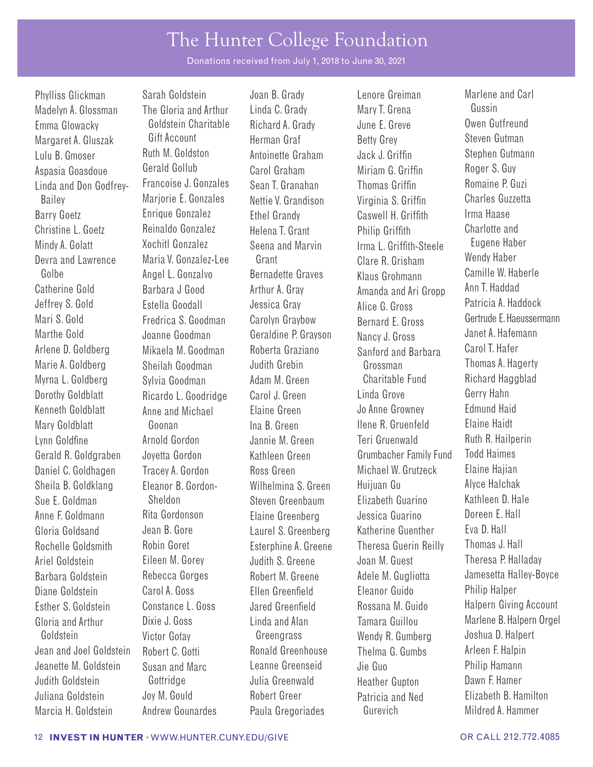# The Hunter College Foundation

Donations received from July 1, 2018 to June 30, 2021

Phylliss Glickman
Madelyn A. Glossman
Emma Glowacky
Margaret A. Gluszak
Lulu B. Gmoser
Aspasia Goasdoue
Linda and Don Godfrey-Bailey
Barry Goetz
Christine L. Goetz
Mindy A. Golatt
Devra and Lawrence Golbe
Catherine Gold
Jeffrey S. Gold
Mari S. Gold
Marthe Gold
Arlene D. Goldberg
Marie A. Goldberg
Myrna L. Goldberg
Dorothy Goldblatt
Kenneth Goldblatt
Mary Goldblatt
Lynn Goldfine
Gerald R. Goldgraben
Daniel C. Goldhagen
Sheila B. Goldklang
Sue E. Goldman
Anne F. Goldmann
Gloria Goldsand
Rochelle Goldsmith
Ariel Goldstein
Barbara Goldstein
Diane Goldstein
Esther S. Goldstein
Gloria and Arthur Goldstein
Jean and Joel Goldstein
Jeanette M. Goldstein
Judith Goldstein
Juliana Goldstein
Marcia H. Goldstein
Sarah Goldstein
The Gloria and Arthur Goldstein Charitable Gift Account
Ruth M. Goldston
Gerald Gollub
Francoise J. Gonzales
Marjorie E. Gonzales
Enrique Gonzalez
Reinaldo Gonzalez
Xochitl Gonzalez
Maria V. Gonzalez-Lee
Angel L. Gonzalvo
Barbara J Good
Estella Goodall
Fredrica S. Goodman
Joanne Goodman
Mikaela M. Goodman
Sheilah Goodman
Sylvia Goodman
Ricardo L. Goodridge
Anne and Michael Goonan
Arnold Gordon
Joyetta Gordon
Tracey A. Gordon
Eleanor B. Gordon-Sheldon
Rita Gordonson
Jean B. Gore
Robin Goret
Eileen M. Gorey
Rebecca Gorges
Carol A. Goss
Constance L. Goss
Dixie J. Goss
Victor Gotay
Robert C. Gotti
Susan and Marc Gottridge
Joy M. Gould
Andrew Gounardes
Joan B. Grady
Linda C. Grady
Richard A. Grady
Herman Graf
Antoinette Graham
Carol Graham
Sean T. Granahan
Nettie V. Grandison
Ethel Grandy
Helena T. Grant
Seena and Marvin Grant
Bernadette Graves
Arthur A. Gray
Jessica Gray
Carolyn Graybow
Geraldine P. Grayson
Roberta Graziano
Judith Grebin
Adam M. Green
Carol J. Green
Elaine Green
Ina B. Green
Jannie M. Green
Kathleen Green
Ross Green
Wilhelmina S. Green
Steven Greenbaum
Elaine Greenberg
Laurel S. Greenberg
Esterphine A. Greene
Judith S. Greene
Robert M. Greene
Ellen Greenfield
Jared Greenfield
Linda and Alan Greengrass
Ronald Greenhouse
Leanne Greenseid
Julia Greenwald
Robert Greer
Paula Gregoriades
Lenore Greiman
Mary T. Grena
June E. Greve
Betty Grey
Jack J. Griffin
Miriam G. Griffin
Thomas Griffin
Virginia S. Griffin
Caswell H. Griffith
Philip Griffith
Irma L. Griffith-Steele
Clare R. Grisham
Klaus Grohmann
Amanda and Ari Gropp
Alice G. Gross
Bernard E. Gross
Nancy J. Gross
Sanford and Barbara Grossman Charitable Fund
Linda Grove
Jo Anne Growney
Ilene R. Gruenfeld
Teri Gruenwald
Grumbacher Family Fund
Michael W. Grutzeck
Huijuan Gu
Elizabeth Guarino
Jessica Guarino
Katherine Guenther
Theresa Guerin Reilly
Joan M. Guest
Adele M. Gugliotta
Eleanor Guido
Rossana M. Guido
Tamara Guillou
Wendy R. Gumberg
Thelma G. Gumbs
Jie Guo
Heather Gupton
Patricia and Ned Gurevich
Marlene and Carl Gussin
Owen Gutfreund
Steven Gutman
Stephen Gutmann
Roger S. Guy
Romaine P. Guzi
Charles Guzzetta
Irma Haase
Charlotte and Eugene Haber
Wendy Haber
Camille W. Haberle
Ann T. Haddad
Patricia A. Haddock
Gertrude E. Haeussermann
Janet A. Hafemann
Carol T. Hafer
Thomas A. Hagerty
Richard Haggblad
Gerry Hahn
Edmund Haid
Elaine Haidt
Ruth R. Hailperin
Todd Haimes
Elaine Hajian
Alyce Halchak
Kathleen D. Hale
Doreen E. Hall
Eva D. Hall
Thomas J. Hall
Theresa P. Halladay
Jamesetta Halley-Boyce
Philip Halper
Halpern Giving Account
Marlene B. Halpern Orgel
Joshua D. Halpert
Arleen F. Halpin
Philip Hamann
Dawn F. Hamer
Elizabeth B. Hamilton
Mildred A. Hammer

**INVEST IN HUNTER** • WWW.HUNTER.CUNY.EDU/GIVE OR CALL 212.772.4085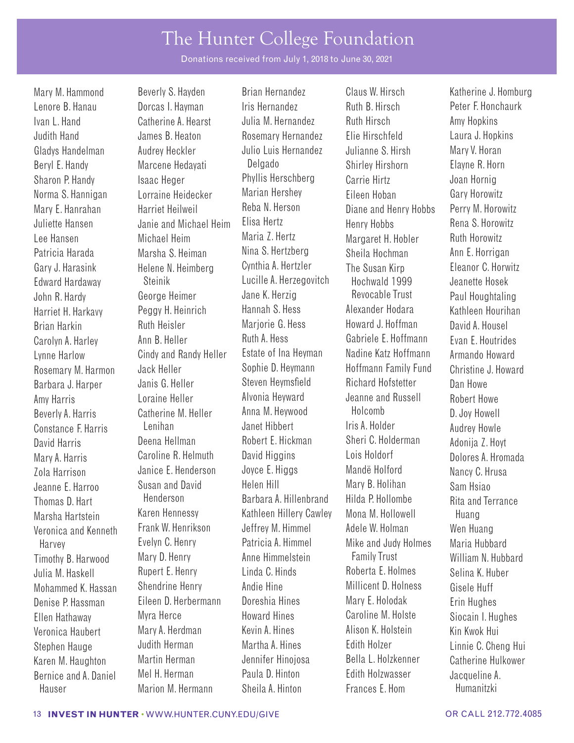# The Hunter College Foundation

Donations received from July 1, 2018 to June 30, 2021

Mary M. Hammond
Lenore B. Hanau
Ivan L. Hand
Judith Hand
Gladys Handelman
Beryl E. Handy
Sharon P. Handy
Norma S. Hannigan
Mary E. Hanrahan
Juliette Hansen
Lee Hansen
Patricia Harada
Gary J. Harasink
Edward Hardaway
John R. Hardy
Harriet H. Harkavy
Brian Harkin
Carolyn A. Harley
Lynne Harlow
Rosemary M. Harmon
Barbara J. Harper
Amy Harris
Beverly A. Harris
Constance F. Harris
David Harris
Mary A. Harris
Zola Harrison
Jeanne E. Harroo
Thomas D. Hart
Marsha Hartstein
Veronica and Kenneth Harvey
Timothy B. Harwood
Julia M. Haskell
Mohammed K. Hassan
Denise P. Hassman
Ellen Hathaway
Veronica Haubert
Stephen Hauge
Karen M. Haughton
Bernice and A. Daniel Hauser
Beverly S. Hayden
Dorcas I. Hayman
Catherine A. Hearst
James B. Heaton
Audrey Heckler
Marcene Hedayati
Isaac Heger
Lorraine Heidecker
Harriet Heilweil
Janie and Michael Heim
Michael Heim
Marsha S. Heiman
Helene N. Heimberg Steinik
George Heimer
Peggy H. Heinrich
Ruth Heisler
Ann B. Heller
Cindy and Randy Heller
Jack Heller
Janis G. Heller
Loraine Heller
Catherine M. Heller Lenihan
Deena Hellman
Caroline R. Helmuth
Janice E. Henderson
Susan and David Henderson
Karen Hennessy
Frank W. Henrikson
Evelyn C. Henry
Mary D. Henry
Rupert E. Henry
Shendrine Henry
Eileen D. Herbermann
Myra Herce
Mary A. Herdman
Judith Herman
Martin Herman
Mel H. Herman
Marion M. Hermann
Brian Hernandez
Iris Hernandez
Julia M. Hernandez
Rosemary Hernandez
Julio Luis Hernandez Delgado
Phyllis Herschberg
Marian Hershey
Reba N. Herson
Elisa Hertz
Maria Z. Hertz
Nina S. Hertzberg
Cynthia A. Hertzler
Lucille A. Herzegovitch
Jane K. Herzig
Hannah S. Hess
Marjorie G. Hess
Ruth A. Hess
Estate of Ina Heyman
Sophie D. Heymann
Steven Heymsfield
Alvonia Heyward
Anna M. Heywood
Janet Hibbert
Robert E. Hickman
David Higgins
Joyce E. Higgs
Helen Hill
Barbara A. Hillenbrand
Kathleen Hillery Cawley
Jeffrey M. Himmel
Patricia A. Himmel
Anne Himmelstein
Linda C. Hinds
Andie Hine
Doreshia Hines
Howard Hines
Kevin A. Hines
Martha A. Hines
Jennifer Hinojosa
Paula D. Hinton
Sheila A. Hinton
Claus W. Hirsch
Ruth B. Hirsch
Ruth Hirsch
Elie Hirschfeld
Julianne S. Hirsh
Shirley Hirshorn
Carrie Hirtz
Eileen Hoban
Diane and Henry Hobbs
Henry Hobbs
Margaret H. Hobler
Sheila Hochman
The Susan Kirp Hochwald 1999 Revocable Trust
Alexander Hodara
Howard J. Hoffman
Gabriele E. Hoffmann
Nadine Katz Hoffmann
Hoffmann Family Fund
Richard Hofstetter
Jeanne and Russell Holcomb
Iris A. Holder
Sheri C. Holderman
Lois Holdorf
Mandë Holford
Mary B. Holihan
Hilda P. Hollombe
Mona M. Hollowell
Adele W. Holman
Mike and Judy Holmes Family Trust
Roberta E. Holmes
Millicent D. Holness
Mary E. Holodak
Caroline M. Holste
Alison K. Holstein
Edith Holzer
Bella L. Holzkenner
Edith Holzwasser
Frances E. Hom
Katherine J. Homburg
Peter F. Honchaurk
Amy Hopkins
Laura J. Hopkins
Mary V. Horan
Elayne R. Horn
Joan Hornig
Gary Horowitz
Perry M. Horowitz
Rena S. Horowitz
Ruth Horowitz
Ann E. Horrigan
Eleanor C. Horwitz
Jeanette Hosek
Paul Houghtaling
Kathleen Hourihan
David A. Housel
Evan E. Houtrides
Armando Howard
Christine J. Howard
Dan Howe
Robert Howe
D. Joy Howell
Audrey Howle
Adonija Z. Hoyt
Dolores A. Hromada
Nancy C. Hrusa
Sam Hsiao
Rita and Terrance Huang
Wen Huang
Maria Hubbard
William N. Hubbard
Selina K. Huber
Gisele Huff
Erin Hughes
Siocain I. Hughes
Kin Kwok Hui
Linnie C. Cheng Hui
Catherine Hulkower
Jacqueline A. Humanitzki

**INVEST IN HUNTER** • WWW.HUNTER.CUNY.EDU/GIVE OR CALL 212.772.4085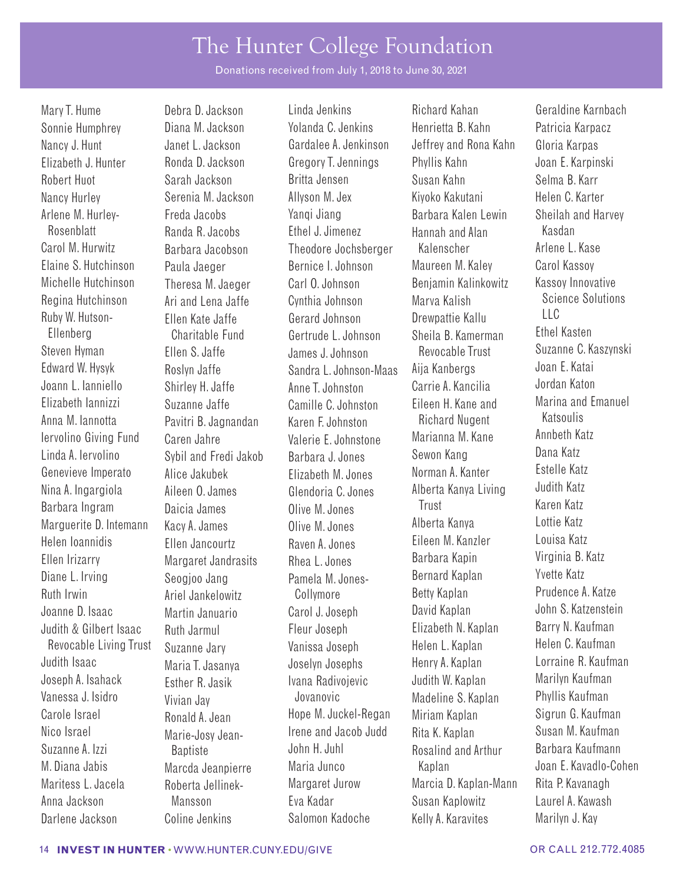# The Hunter College Foundation

Donations received from July 1, 2018 to June 30, 2021

Mary T. Hume
Sonnie Humphrey
Nancy J. Hunt
Elizabeth J. Hunter
Robert Huot
Nancy Hurley
Arlene M. Hurley-Rosenblatt
Carol M. Hurwitz
Elaine S. Hutchinson
Michelle Hutchinson
Regina Hutchinson
Ruby W. Hutson-Ellenberg
Steven Hyman
Edward W. Hysyk
Joann L. Ianniello
Elizabeth Iannizzi
Anna M. Iannotta
Iervolino Giving Fund
Linda A. Iervolino
Genevieve Imperato
Nina A. Ingargiola
Barbara Ingram
Marguerite D. Intemann
Helen Ioannidis
Ellen Irizarry
Diane L. Irving
Ruth Irwin
Joanne D. Isaac
Judith & Gilbert Isaac Revocable Living Trust
Judith Isaac
Joseph A. Isahack
Vanessa J. Isidro
Carole Israel
Nico Israel
Suzanne A. Izzi
M. Diana Jabis
Maritess L. Jacela
Anna Jackson
Darlene Jackson
Debra D. Jackson
Diana M. Jackson
Janet L. Jackson
Ronda D. Jackson
Sarah Jackson
Serenia M. Jackson
Freda Jacobs
Randa R. Jacobs
Barbara Jacobson
Paula Jaeger
Theresa M. Jaeger
Ari and Lena Jaffe
Ellen Kate Jaffe Charitable Fund
Ellen S. Jaffe
Roslyn Jaffe
Shirley H. Jaffe
Suzanne Jaffe
Pavitri B. Jagnandan
Caren Jahre
Sybil and Fredi Jakob
Alice Jakubek
Aileen O. James
Daicia James
Kacy A. James
Ellen Jancourtz
Margaret Jandrasits
Seogjoo Jang
Ariel Jankelowitz
Martin Januario
Ruth Jarmul
Suzanne Jary
Maria T. Jasanya
Esther R. Jasik
Vivian Jay
Ronald A. Jean
Marie-Josy Jean-Baptiste
Marcda Jeanpierre
Roberta Jellinek-Mansson
Coline Jenkins
Linda Jenkins
Yolanda C. Jenkins
Gardalee A. Jenkinson
Gregory T. Jennings
Britta Jensen
Allyson M. Jex
Yanqi Jiang
Ethel J. Jimenez
Theodore Jochsberger
Bernice I. Johnson
Carl O. Johnson
Cynthia Johnson
Gerard Johnson
Gertrude L. Johnson
James J. Johnson
Sandra L. Johnson-Maas
Anne T. Johnston
Camille C. Johnston
Karen F. Johnston
Valerie E. Johnstone
Barbara J. Jones
Elizabeth M. Jones
Glendoria C. Jones
Olive M. Jones
Olive M. Jones
Raven A. Jones
Rhea L. Jones
Pamela M. Jones-Collymore
Carol J. Joseph
Fleur Joseph
Vanissa Joseph
Joselyn Josephs
Ivana Radivojevic Jovanovic
Hope M. Juckel-Regan
Irene and Jacob Judd
John H. Juhl
Maria Junco
Margaret Jurow
Eva Kadar
Salomon Kadoche
Richard Kahan
Henrietta B. Kahn
Jeffrey and Rona Kahn
Phyllis Kahn
Susan Kahn
Kiyoko Kakutani
Barbara Kalen Lewin
Hannah and Alan Kalenscher
Maureen M. Kaley
Benjamin Kalinkowitz
Marva Kalish
Drewpattie Kallu
Sheila B. Kamerman Revocable Trust
Aija Kanbergs
Carrie A. Kancilia
Eileen H. Kane and Richard Nugent
Marianna M. Kane
Sewon Kang
Norman A. Kanter
Alberta Kanya Living Trust
Alberta Kanya
Eileen M. Kanzler
Barbara Kapin
Bernard Kaplan
Betty Kaplan
David Kaplan
Elizabeth N. Kaplan
Helen L. Kaplan
Henry A. Kaplan
Judith W. Kaplan
Madeline S. Kaplan
Miriam Kaplan
Rita K. Kaplan
Rosalind and Arthur Kaplan
Marcia D. Kaplan-Mann
Susan Kaplowitz
Kelly A. Karavites
Geraldine Karnbach
Patricia Karpacz
Gloria Karpas
Joan E. Karpinski
Selma B. Karr
Helen C. Karter
Sheilah and Harvey Kasdan
Arlene L. Kase
Carol Kassoy
Kassoy Innovative Science Solutions LLC
Ethel Kasten
Suzanne C. Kaszynski
Joan E. Katai
Jordan Katon
Marina and Emanuel Katsoulis
Annbeth Katz
Dana Katz
Estelle Katz
Judith Katz
Karen Katz
Lottie Katz
Louisa Katz
Virginia B. Katz
Yvette Katz
Prudence A. Katze
John S. Katzenstein
Barry N. Kaufman
Helen C. Kaufman
Lorraine R. Kaufman
Marilyn Kaufman
Phyllis Kaufman
Sigrun G. Kaufman
Susan M. Kaufman
Barbara Kaufmann
Joan E. Kavadlo-Cohen
Rita P. Kavanagh
Laurel A. Kawash
Marilyn J. Kay

**INVEST IN HUNTER** • WWW.HUNTER.CUNY.EDU/GIVE OR CALL 212.772.4085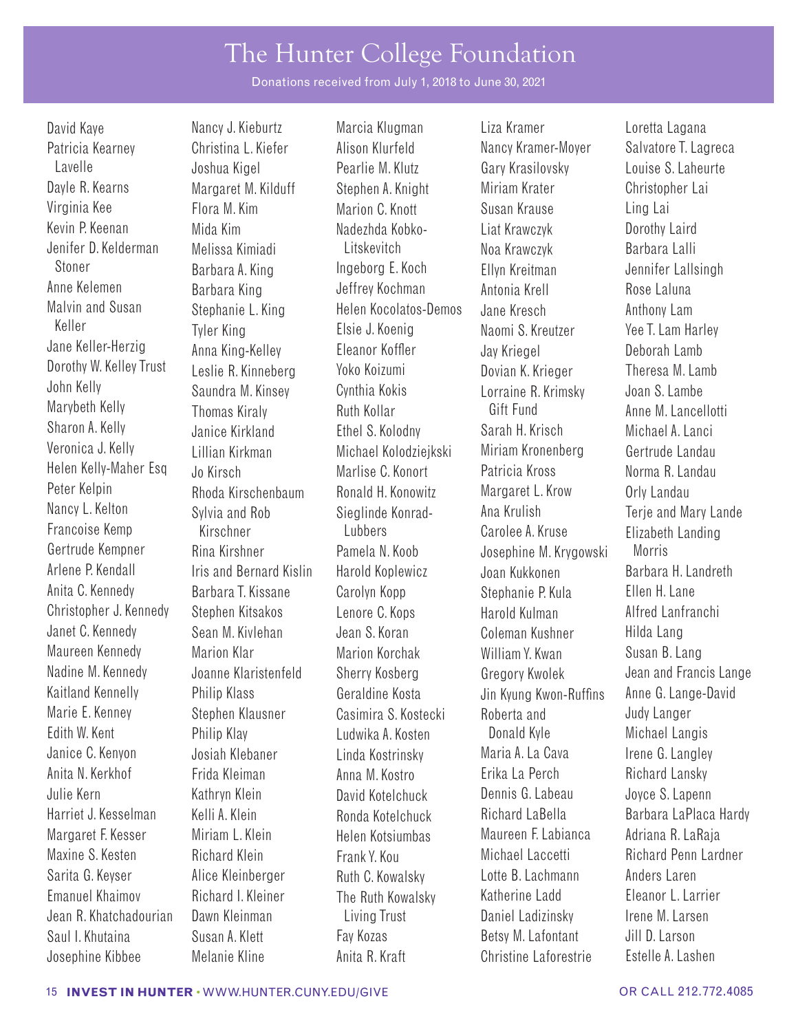# The Hunter College Foundation

Donations received from July 1, 2018 to June 30, 2021

David Kaye
Patricia Kearney Lavelle
Dayle R. Kearns
Virginia Kee
Kevin P. Keenan
Jenifer D. Kelderman Stoner
Anne Kelemen
Malvin and Susan Keller
Jane Keller-Herzig
Dorothy W. Kelley Trust
John Kelly
Marybeth Kelly
Sharon A. Kelly
Veronica J. Kelly
Helen Kelly-Maher Esq
Peter Kelpin
Nancy L. Kelton
Francoise Kemp
Gertrude Kempner
Arlene P. Kendall
Anita C. Kennedy
Christopher J. Kennedy
Janet C. Kennedy
Maureen Kennedy
Nadine M. Kennedy
Kaitland Kennelly
Marie E. Kenney
Edith W. Kent
Janice C. Kenyon
Anita N. Kerkhof
Julie Kern
Harriet J. Kesselman
Margaret F. Kesser
Maxine S. Kesten
Sarita G. Keyser
Emanuel Khaimov
Jean R. Khatchadourian
Saul I. Khutaina
Josephine Kibbee
Nancy J. Kieburtz
Christina L. Kiefer
Joshua Kigel
Margaret M. Kilduff
Flora M. Kim
Mida Kim
Melissa Kimiadi
Barbara A. King
Barbara King
Stephanie L. King
Tyler King
Anna King-Kelley
Leslie R. Kinneberg
Saundra M. Kinsey
Thomas Kiraly
Janice Kirkland
Lillian Kirkman
Jo Kirsch
Rhoda Kirschenbaum
Sylvia and Rob Kirschner
Rina Kirshner
Iris and Bernard Kislin
Barbara T. Kissane
Stephen Kitsakos
Sean M. Kivlehan
Marion Klar
Joanne Klaristenfeld
Philip Klass
Stephen Klausner
Philip Klay
Josiah Klebaner
Frida Kleiman
Kathryn Klein
Kelli A. Klein
Miriam L. Klein
Richard Klein
Alice Kleinberger
Richard I. Kleiner
Dawn Kleinman
Susan A. Klett
Melanie Kline
Marcia Klugman
Alison Klurfeld
Pearlie M. Klutz
Stephen A. Knight
Marion C. Knott
Nadezhda Kobko-Litskevitch
Ingeborg E. Koch
Jeffrey Kochman
Helen Kocolatos-Demos
Elsie J. Koenig
Eleanor Koffler
Yoko Koizumi
Cynthia Kokis
Ruth Kollar
Ethel S. Kolodny
Michael Kolodziejkski
Marlise C. Konort
Ronald H. Konowitz
Sieglinde Konrad-Lubbers
Pamela N. Koob
Harold Koplewicz
Carolyn Kopp
Lenore C. Kops
Jean S. Koran
Marion Korchak
Sherry Kosberg
Geraldine Kosta
Casimira S. Kostecki
Ludwika A. Kosten
Linda Kostrinsky
Anna M. Kostro
David Kotelchuck
Ronda Kotelchuck
Helen Kotsiumbas
Frank Y. Kou
Ruth C. Kowalsky
The Ruth Kowalsky Living Trust
Fay Kozas
Anita R. Kraft
Liza Kramer
Nancy Kramer-Moyer
Gary Krasilovsky
Miriam Krater
Susan Krause
Liat Krawczyk
Noa Krawczyk
Ellyn Kreitman
Antonia Krell
Jane Kresch
Naomi S. Kreutzer
Jay Kriegel
Dovian K. Krieger
Lorraine R. Krimsky Gift Fund
Sarah H. Krisch
Miriam Kronenberg
Patricia Kross
Margaret L. Krow
Ana Krulish
Carolee A. Kruse
Josephine M. Krygowski
Joan Kukkonen
Stephanie P. Kula
Harold Kulman
Coleman Kushner
William Y. Kwan
Gregory Kwolek
Jin Kyung Kwon-Ruffins
Roberta and Donald Kyle
Maria A. La Cava
Erika La Perch
Dennis G. Labeau
Richard LaBella
Maureen F. Labianca
Michael Laccetti
Lotte B. Lachmann
Katherine Ladd
Daniel Ladizinsky
Betsy M. Lafontant
Christine Laforestrie
Loretta Lagana
Salvatore T. Lagreca
Louise S. Laheurte
Christopher Lai
Ling Lai
Dorothy Laird
Barbara Lalli
Jennifer Lallsingh
Rose Laluna
Anthony Lam
Yee T. Lam Harley
Deborah Lamb
Theresa M. Lamb
Joan S. Lambe
Anne M. Lancellotti
Michael A. Lanci
Gertrude Landau
Norma R. Landau
Orly Landau
Terje and Mary Lande
Elizabeth Landing Morris
Barbara H. Landreth
Ellen H. Lane
Alfred Lanfranchi
Hilda Lang
Susan B. Lang
Jean and Francis Lange
Anne G. Lange-David
Judy Langer
Michael Langis
Irene G. Langley
Richard Lansky
Joyce S. Lapenn
Barbara LaPlaca Hardy
Adriana R. LaRaja
Richard Penn Lardner
Anders Laren
Eleanor L. Larrier
Irene M. Larsen
Jill D. Larson
Estelle A. Lashen

**INVEST IN HUNTER** • WWW.HUNTER.CUNY.EDU/GIVE OR CALL 212.772.4085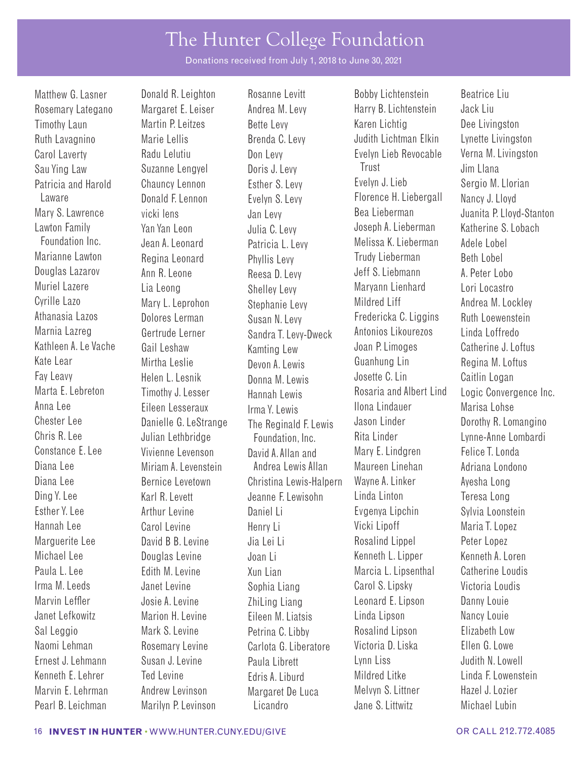# The Hunter College Foundation

Donations received from July 1, 2018 to June 30, 2021

Matthew G. Lasner
Rosemary Lategano
Timothy Laun
Ruth Lavagnino
Carol Laverty
Sau Ying Law
Patricia and Harold Laware
Mary S. Lawrence
Lawton Family Foundation Inc.
Marianne Lawton
Douglas Lazarov
Muriel Lazere
Cyrille Lazo
Athanasia Lazos
Marnia Lazreg
Kathleen A. Le Vache
Kate Lear
Fay Leavy
Marta E. Lebreton
Anna Lee
Chester Lee
Chris R. Lee
Constance E. Lee
Diana Lee
Diana Lee
Ding Y. Lee
Esther Y. Lee
Hannah Lee
Marguerite Lee
Michael Lee
Paula L. Lee
Irma M. Leeds
Marvin Leffler
Janet Lefkowitz
Sal Leggio
Naomi Lehman
Ernest J. Lehmann
Kenneth E. Lehrer
Marvin E. Lehrman
Pearl B. Leichman
Donald R. Leighton
Margaret E. Leiser
Martin P. Leitzes
Marie Lellis
Radu Lelutiu
Suzanne Lengyel
Chauncy Lennon
Donald F. Lennon
vicki lens
Yan Yan Leon
Jean A. Leonard
Regina Leonard
Ann R. Leone
Lia Leong
Mary L. Leprohon
Dolores Lerman
Gertrude Lerner
Gail Leshaw
Mirtha Leslie
Helen L. Lesnik
Timothy J. Lesser
Eileen Lesseraux
Danielle G. LeStrange
Julian Lethbridge
Vivienne Levenson
Miriam A. Levenstein
Bernice Levetown
Karl R. Levett
Arthur Levine
Carol Levine
David B B. Levine
Douglas Levine
Edith M. Levine
Janet Levine
Josie A. Levine
Marion H. Levine
Mark S. Levine
Rosemary Levine
Susan J. Levine
Ted Levine
Andrew Levinson
Marilyn P. Levinson
Rosanne Levitt
Andrea M. Levy
Bette Levy
Brenda C. Levy
Don Levy
Doris J. Levy
Esther S. Levy
Evelyn S. Levy
Jan Levy
Julia C. Levy
Patricia L. Levy
Phyllis Levy
Reesa D. Levy
Shelley Levy
Stephanie Levy
Susan N. Levy
Sandra T. Levy-Dweck
Kamting Lew
Devon A. Lewis
Donna M. Lewis
Hannah Lewis
Irma Y. Lewis
The Reginald F. Lewis Foundation, Inc.
David A. Allan and Andrea Lewis Allan
Christina Lewis-Halpern
Jeanne F. Lewisohn
Daniel Li
Henry Li
Jia Lei Li
Joan Li
Xun Lian
Sophia Liang
ZhiLing Liang
Eileen M. Liatsis
Petrina C. Libby
Carlota G. Liberatore
Paula Librett
Edris A. Liburd
Margaret De Luca Licandro
Bobby Lichtenstein
Harry B. Lichtenstein
Karen Lichtig
Judith Lichtman Elkin
Evelyn Lieb Revocable Trust
Evelyn J. Lieb
Florence H. Liebergall
Bea Lieberman
Joseph A. Lieberman
Melissa K. Lieberman
Trudy Lieberman
Jeff S. Liebmann
Maryann Lienhard
Mildred Liff
Fredericka C. Liggins
Antonios Likourezos
Joan P. Limoges
Guanhung Lin
Josette C. Lin
Rosaria and Albert Lind
Ilona Lindauer
Jason Linder
Rita Linder
Mary E. Lindgren
Maureen Linehan
Wayne A. Linker
Linda Linton
Evgenya Lipchin
Vicki Lipoff
Rosalind Lippel
Kenneth L. Lipper
Marcia L. Lipsenthal
Carol S. Lipsky
Leonard E. Lipson
Linda Lipson
Rosalind Lipson
Victoria D. Liska
Lynn Liss
Mildred Litke
Melvyn S. Littner
Jane S. Littwitz
Beatrice Liu
Jack Liu
Dee Livingston
Lynette Livingston
Verna M. Livingston
Jim Llana
Sergio M. Llorian
Nancy J. Lloyd
Juanita P. Lloyd-Stanton
Katherine S. Lobach
Adele Lobel
Beth Lobel
A. Peter Lobo
Lori Locastro
Andrea M. Lockley
Ruth Loewenstein
Linda Loffredo
Catherine J. Loftus
Regina M. Loftus
Caitlin Logan
Logic Convergence Inc.
Marisa Lohse
Dorothy R. Lomangino
Lynne-Anne Lombardi
Felice T. Londa
Adriana Londono
Ayesha Long
Teresa Long
Sylvia Loonstein
Maria T. Lopez
Peter Lopez
Kenneth A. Loren
Catherine Loudis
Victoria Loudis
Danny Louie
Nancy Louie
Elizabeth Low
Ellen G. Lowe
Judith N. Lowell
Linda F. Lowenstein
Hazel J. Lozier
Michael Lubin

**INVEST IN HUNTER** • WWW.HUNTER.CUNY.EDU/GIVE OR CALL 212.772.4085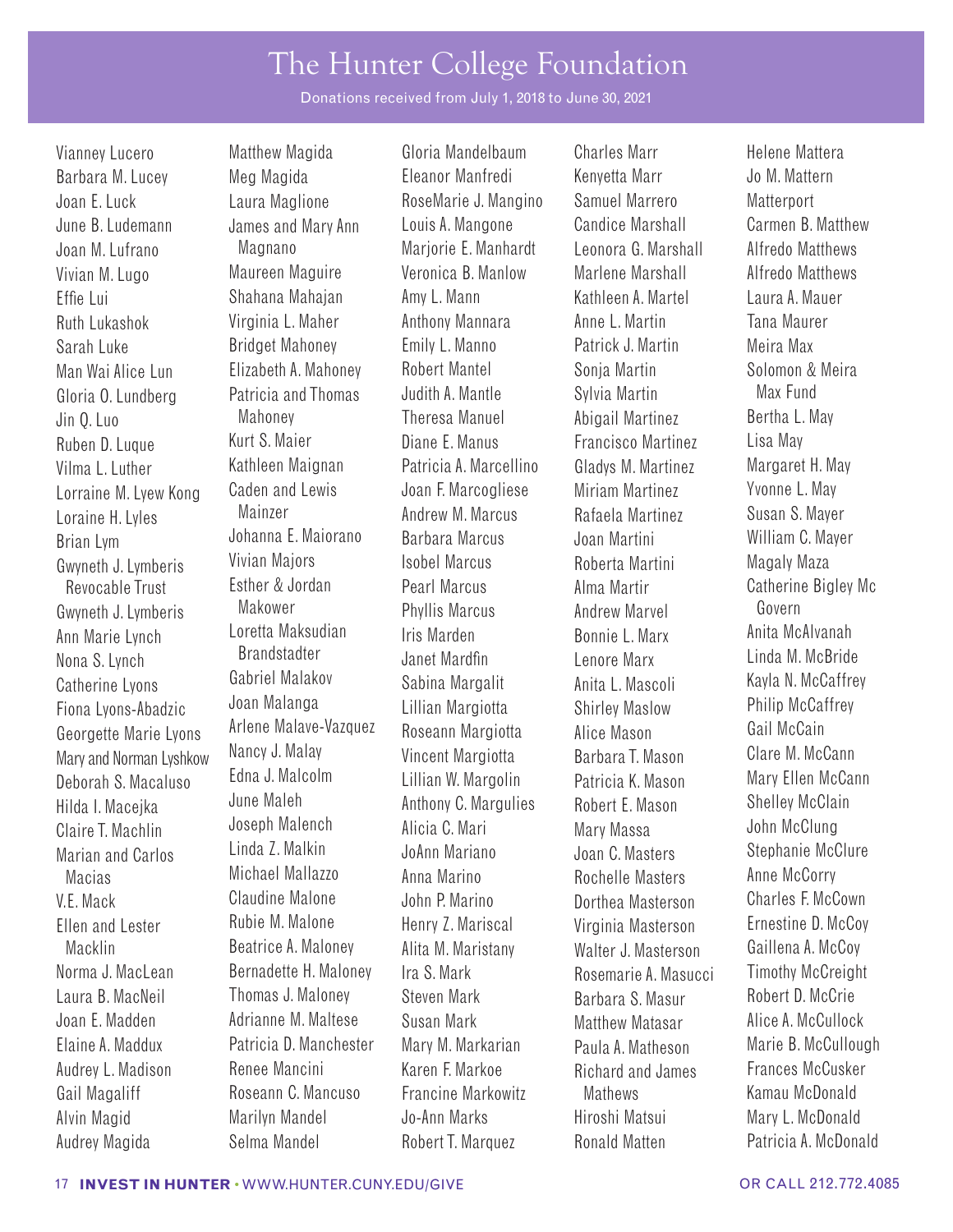# The Hunter College Foundation

Donations received from July 1, 2018 to June 30, 2021

Vianney Lucero
Barbara M. Lucey
Joan E. Luck
June B. Ludemann
Joan M. Lufrano
Vivian M. Lugo
Effie Lui
Ruth Lukashok
Sarah Luke
Man Wai Alice Lun
Gloria O. Lundberg
Jin Q. Luo
Ruben D. Luque
Vilma L. Luther
Lorraine M. Lyew Kong
Loraine H. Lyles
Brian Lym
Gwyneth J. Lymberis Revocable Trust
Gwyneth J. Lymberis
Ann Marie Lynch
Nona S. Lynch
Catherine Lyons
Fiona Lyons-Abadzic
Georgette Marie Lyons
Mary and Norman Lyshkow
Deborah S. Macaluso
Hilda I. Macejka
Claire T. Machlin
Marian and Carlos Macias
V.E. Mack
Ellen and Lester Macklin
Norma J. MacLean
Laura B. MacNeil
Joan E. Madden
Elaine A. Maddux
Audrey L. Madison
Gail Magaliff
Alvin Magid
Audrey Magida
Matthew Magida
Meg Magida
Laura Maglione
James and Mary Ann Magnano
Maureen Maguire
Shahana Mahajan
Virginia L. Maher
Bridget Mahoney
Elizabeth A. Mahoney
Patricia and Thomas Mahoney
Kurt S. Maier
Kathleen Maignan
Caden and Lewis Mainzer
Johanna E. Maiorano
Vivian Majors
Esther & Jordan Makower
Loretta Maksudian Brandstadter
Gabriel Malakov
Joan Malanga
Arlene Malave-Vazquez
Nancy J. Malay
Edna J. Malcolm
June Maleh
Joseph Malench
Linda Z. Malkin
Michael Mallazzo
Claudine Malone
Rubie M. Malone
Beatrice A. Maloney
Bernadette H. Maloney
Thomas J. Maloney
Adrianne M. Maltese
Patricia D. Manchester
Renee Mancini
Roseann C. Mancuso
Marilyn Mandel
Selma Mandel
Gloria Mandelbaum
Eleanor Manfredi
RoseMarie J. Mangino
Louis A. Mangone
Marjorie E. Manhardt
Veronica B. Manlow
Amy L. Mann
Anthony Mannara
Emily L. Manno
Robert Mantel
Judith A. Mantle
Theresa Manuel
Diane E. Manus
Patricia A. Marcellino
Joan F. Marcogliese
Andrew M. Marcus
Barbara Marcus
Isobel Marcus
Pearl Marcus
Phyllis Marcus
Iris Marden
Janet Mardfin
Sabina Margalit
Lillian Margiotta
Roseann Margiotta
Vincent Margiotta
Lillian W. Margolin
Anthony C. Margulies
Alicia C. Mari
JoAnn Mariano
Anna Marino
John P. Marino
Henry Z. Mariscal
Alita M. Maristany
Ira S. Mark
Steven Mark
Susan Mark
Mary M. Markarian
Karen F. Markoe
Francine Markowitz
Jo-Ann Marks
Robert T. Marquez
Charles Marr
Kenyetta Marr
Samuel Marrero
Candice Marshall
Leonora G. Marshall
Marlene Marshall
Kathleen A. Martel
Anne L. Martin
Patrick J. Martin
Sonja Martin
Sylvia Martin
Abigail Martinez
Francisco Martinez
Gladys M. Martinez
Miriam Martinez
Rafaela Martinez
Joan Martini
Roberta Martini
Alma Martir
Andrew Marvel
Bonnie L. Marx
Lenore Marx
Anita L. Mascoli
Shirley Maslow
Alice Mason
Barbara T. Mason
Patricia K. Mason
Robert E. Mason
Mary Massa
Joan C. Masters
Rochelle Masters
Dorthea Masterson
Virginia Masterson
Walter J. Masterson
Rosemarie A. Masucci
Barbara S. Masur
Matthew Matasar
Paula A. Matheson
Richard and James Mathews
Hiroshi Matsui
Ronald Matten
Helene Mattera
Jo M. Mattern
Matterport
Carmen B. Matthew
Alfredo Matthews
Alfredo Matthews
Laura A. Mauer
Tana Maurer
Meira Max
Solomon & Meira Max Fund
Bertha L. May
Lisa May
Margaret H. May
Yvonne L. May
Susan S. Mayer
William C. Mayer
Magaly Maza
Catherine Bigley Mc Govern
Anita McAlvanah
Linda M. McBride
Kayla N. McCaffrey
Philip McCaffrey
Gail McCain
Clare M. McCann
Mary Ellen McCann
Shelley McClain
John McClung
Stephanie McClure
Anne McCorry
Charles F. McCown
Ernestine D. McCoy
Gaillena A. McCoy
Timothy McCreight
Robert D. McCrie
Alice A. McCullock
Marie B. McCullough
Frances McCusker
Kamau McDonald
Mary L. McDonald
Patricia A. McDonald

**INVEST IN HUNTER** • WWW.HUNTER.CUNY.EDU/GIVE OR CALL 212.772.4085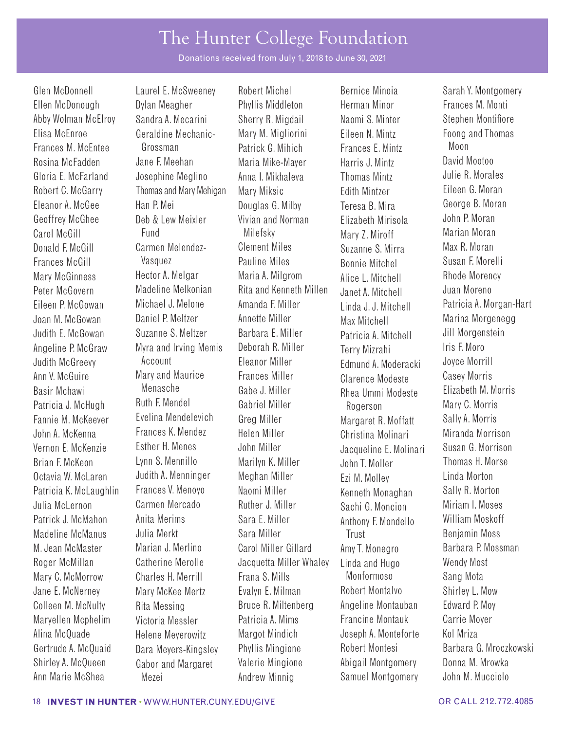# The Hunter College Foundation

Donations received from July 1, 2018 to June 30, 2021

Glen McDonnell
Ellen McDonough
Abby Wolman McElroy
Elisa McEnroe
Frances M. McEntee
Rosina McFadden
Gloria E. McFarland
Robert C. McGarry
Eleanor A. McGee
Geoffrey McGhee
Carol McGill
Donald F. McGill
Frances McGill
Mary McGinness
Peter McGovern
Eileen P. McGowan
Joan M. McGowan
Judith E. McGowan
Angeline P. McGraw
Judith McGreevy
Ann V. McGuire
Basir Mchawi
Patricia J. McHugh
Fannie M. McKeever
John A. McKenna
Vernon E. McKenzie
Brian F. McKeon
Octavia W. McLaren
Patricia K. McLaughlin
Julia McLernon
Patrick J. McMahon
Madeline McManus
M. Jean McMaster
Roger McMillan
Mary C. McMorrow
Jane E. McNerney
Colleen M. McNulty
Maryellen Mcphelim
Alina McQuade
Gertrude A. McQuaid
Shirley A. McQueen
Ann Marie McShea

Laurel E. McSweeney
Dylan Meagher
Sandra A. Mecarini
Geraldine Mechanic-Grossman
Jane F. Meehan
Josephine Meglino
Thomas and Mary Mehigan
Han P. Mei
Deb & Lew Meixler Fund
Carmen Melendez-Vasquez
Hector A. Melgar
Madeline Melkonian
Michael J. Melone
Daniel P. Meltzer
Suzanne S. Meltzer
Myra and Irving Memis Account
Mary and Maurice Menasche
Ruth F. Mendel
Evelina Mendelevich
Frances K. Mendez
Esther H. Menes
Lynn S. Mennillo
Judith A. Menninger
Frances V. Menoyo
Carmen Mercado
Anita Merims
Julia Merkt
Marian J. Merlino
Catherine Merolle
Charles H. Merrill
Mary McKee Mertz
Rita Messing
Victoria Messler
Helene Meyerowitz
Dara Meyers-Kingsley
Gabor and Margaret Mezei

Robert Michel
Phyllis Middleton
Sherry R. Migdail
Mary M. Migliorini
Patrick G. Mihich
Maria Mike-Mayer
Anna I. Mikhaleva
Mary Miksic
Douglas G. Milby
Vivian and Norman Milefsky
Clement Miles
Pauline Miles
Maria A. Milgrom
Rita and Kenneth Millen
Amanda F. Miller
Annette Miller
Barbara E. Miller
Deborah R. Miller
Eleanor Miller
Frances Miller
Gabe J. Miller
Gabriel Miller
Greg Miller
Helen Miller
John Miller
Marilyn K. Miller
Meghan Miller
Naomi Miller
Ruther J. Miller
Sara E. Miller
Sara Miller
Carol Miller Gillard
Jacquetta Miller Whaley
Frana S. Mills
Evalyn E. Milman
Bruce R. Miltenberg
Patricia A. Mims
Margot Mindich
Phyllis Mingione
Valerie Mingione
Andrew Minnig

Bernice Minoia
Herman Minor
Naomi S. Minter
Eileen N. Mintz
Frances E. Mintz
Harris J. Mintz
Thomas Mintz
Edith Mintzer
Teresa B. Mira
Elizabeth Mirisola
Mary Z. Miroff
Suzanne S. Mirra
Bonnie Mitchel
Alice L. Mitchell
Janet A. Mitchell
Linda J. J. Mitchell
Max Mitchell
Patricia A. Mitchell
Terry Mizrahi
Edmund A. Moderacki
Clarence Modeste
Rhea Ummi Modeste Rogerson
Margaret R. Moffatt
Christina Molinari
Jacqueline E. Molinari
John T. Moller
Ezi M. Molley
Kenneth Monaghan
Sachi G. Moncion
Anthony F. Mondello Trust
Amy T. Monegro
Linda and Hugo Monformoso
Robert Montalvo
Angeline Montauban
Francine Montauk
Joseph A. Monteforte
Robert Montesi
Abigail Montgomery
Samuel Montgomery

Sarah Y. Montgomery
Frances M. Monti
Stephen Montifiore
Foong and Thomas Moon
David Mootoo
Julie R. Morales
Eileen G. Moran
George B. Moran
John P. Moran
Marian Moran
Max R. Moran
Susan F. Morelli
Rhode Morency
Juan Moreno
Patricia A. Morgan-Hart
Marina Morgenegg
Jill Morgenstein
Iris F. Moro
Joyce Morrill
Casey Morris
Elizabeth M. Morris
Mary C. Morris
Sally A. Morris
Miranda Morrison
Susan G. Morrison
Thomas H. Morse
Linda Morton
Sally R. Morton
Miriam I. Moses
William Moskoff
Benjamin Moss
Barbara P. Mossman
Wendy Most
Sang Mota
Shirley L. Mow
Edward P. Moy
Carrie Moyer
Kol Mriza
Barbara G. Mroczkowski
Donna M. Mrowka
John M. Mucciolo

**INVEST IN HUNTER** • WWW.HUNTER.CUNY.EDU/GIVE OR CALL 212.772.4085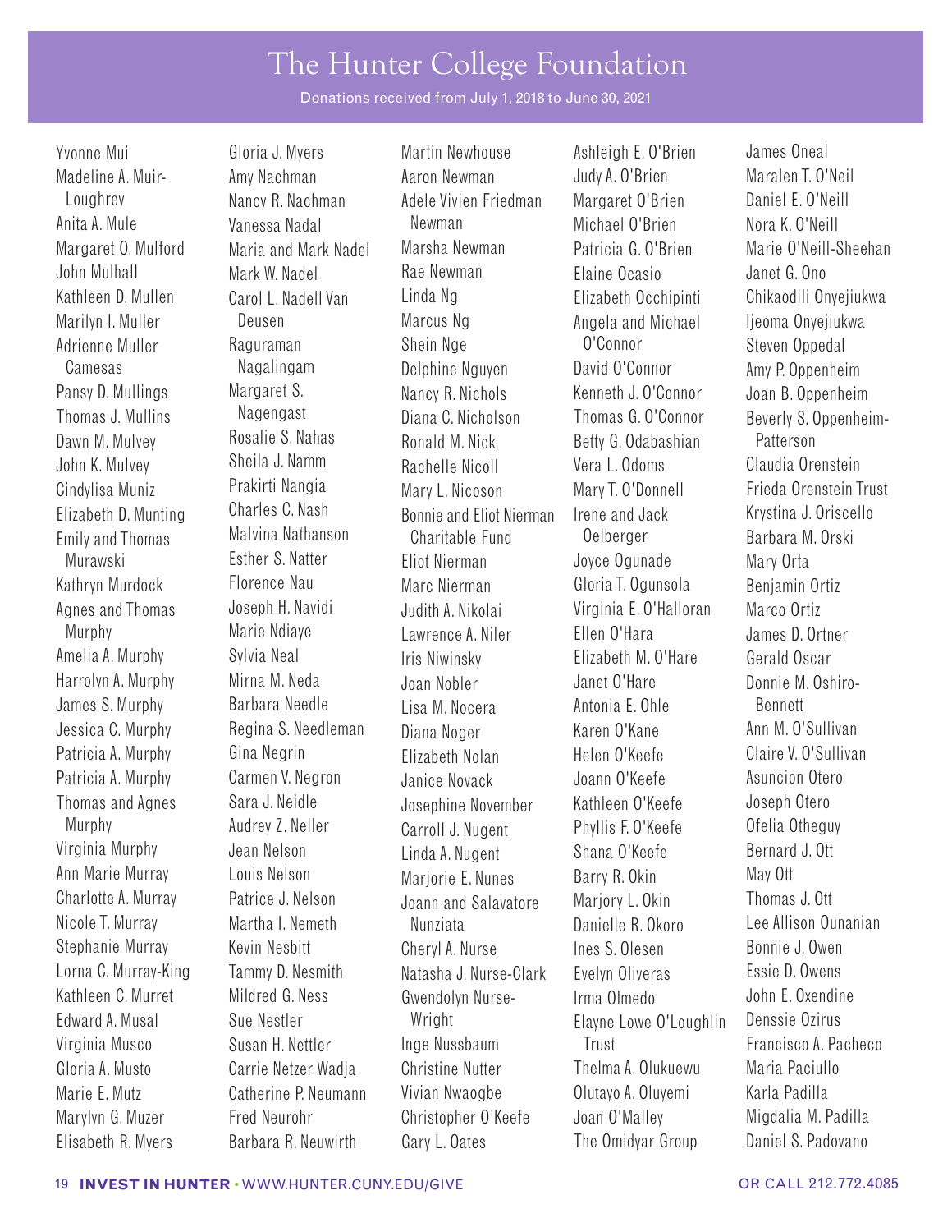# The Hunter College Foundation

Donations received from July 1, 2018 to June 30, 2021

Yvonne Mui
Madeline A. Muir-Loughrey
Anita A. Mule
Margaret O. Mulford
John Mulhall
Kathleen D. Mullen
Marilyn I. Muller
Adrienne Muller Camesas
Pansy D. Mullings
Thomas J. Mullins
Dawn M. Mulvey
John K. Mulvey
Cindylisa Muniz
Elizabeth D. Munting
Emily and Thomas Murawski
Kathryn Murdock
Agnes and Thomas Murphy
Amelia A. Murphy
Harrolyn A. Murphy
James S. Murphy
Jessica C. Murphy
Patricia A. Murphy
Patricia A. Murphy
Thomas and Agnes Murphy
Virginia Murphy
Ann Marie Murray
Charlotte A. Murray
Nicole T. Murray
Stephanie Murray
Lorna C. Murray-King
Kathleen C. Murret
Edward A. Musal
Virginia Musco
Gloria A. Musto
Marie E. Mutz
Marylyn G. Muzer
Elisabeth R. Myers
Gloria J. Myers
Amy Nachman
Nancy R. Nachman
Vanessa Nadal
Maria and Mark Nadel
Mark W. Nadel
Carol L. Nadell Van Deusen
Raguraman Nagalingam
Margaret S. Nagengast
Rosalie S. Nahas
Sheila J. Namm
Prakirti Nangia
Charles C. Nash
Malvina Nathanson
Esther S. Natter
Florence Nau
Joseph H. Navidi
Marie Ndiaye
Sylvia Neal
Mirna M. Neda
Barbara Needle
Regina S. Needleman
Gina Negrin
Carmen V. Negron
Sara J. Neidle
Audrey Z. Neller
Jean Nelson
Louis Nelson
Patrice J. Nelson
Martha I. Nemeth
Kevin Nesbitt
Tammy D. Nesmith
Mildred G. Ness
Sue Nestler
Susan H. Nettler
Carrie Netzer Wadja
Catherine P. Neumann
Fred Neurohr
Barbara R. Neuwirth
Martin Newhouse
Aaron Newman
Adele Vivien Friedman Newman
Marsha Newman
Rae Newman
Linda Ng
Marcus Ng
Shein Nge
Delphine Nguyen
Nancy R. Nichols
Diana C. Nicholson
Ronald M. Nick
Rachelle Nicoll
Mary L. Nicoson
Bonnie and Eliot Nierman Charitable Fund
Eliot Nierman
Marc Nierman
Judith A. Nikolai
Lawrence A. Niler
Iris Niwinsky
Joan Nobler
Lisa M. Nocera
Diana Noger
Elizabeth Nolan
Janice Novack
Josephine November
Carroll J. Nugent
Linda A. Nugent
Marjorie E. Nunes
Joann and Salavatore Nunziata
Cheryl A. Nurse
Natasha J. Nurse-Clark
Gwendolyn Nurse-Wright
Inge Nussbaum
Christine Nutter
Vivian Nwaogbe
Christopher O'Keefe
Gary L. Oates
Ashleigh E. O'Brien
Judy A. O'Brien
Margaret O'Brien
Michael O'Brien
Patricia G. O'Brien
Elaine Ocasio
Elizabeth Occhipinti
Angela and Michael O'Connor
David O'Connor
Kenneth J. O'Connor
Thomas G. O'Connor
Betty G. Odabashian
Vera L. Odoms
Mary T. O'Donnell
Irene and Jack Oelberger
Joyce Ogunade
Gloria T. Ogunsola
Virginia E. O'Halloran
Ellen O'Hara
Elizabeth M. O'Hare
Janet O'Hare
Antonia E. Ohle
Karen O'Kane
Helen O'Keefe
Joann O'Keefe
Kathleen O'Keefe
Phyllis F. O'Keefe
Shana O'Keefe
Barry R. Okin
Marjory L. Okin
Danielle R. Okoro
Ines S. Olesen
Evelyn Oliveras
Irma Olmedo
Elayne Lowe O'Loughlin Trust
Thelma A. Olukuewu
Olutayo A. Oluyemi
Joan O'Malley
The Omidyar Group
James Oneal
Maralen T. O'Neil
Daniel E. O'Neill
Nora K. O'Neill
Marie O'Neill-Sheehan
Janet G. Ono
Chikaodili Onyejiukwa
Ijeoma Onyejiukwa
Steven Oppedal
Amy P. Oppenheim
Joan B. Oppenheim
Beverly S. Oppenheim-Patterson
Claudia Orenstein
Frieda Orenstein Trust
Krystina J. Oriscello
Barbara M. Orski
Mary Orta
Benjamin Ortiz
Marco Ortiz
James D. Ortner
Gerald Oscar
Donnie M. Oshiro-Bennett
Ann M. O'Sullivan
Claire V. O'Sullivan
Asuncion Otero
Joseph Otero
Ofelia Otheguy
Bernard J. Ott
May Ott
Thomas J. Ott
Lee Allison Ounanian
Bonnie J. Owen
Essie D. Owens
John E. Oxendine
Denssie Ozirus
Francisco A. Pacheco
Maria Paciullo
Karla Padilla
Migdalia M. Padilla
Daniel S. Padovano

**INVEST IN HUNTER** • WWW.HUNTER.CUNY.EDU/GIVE OR CALL 212.772.4085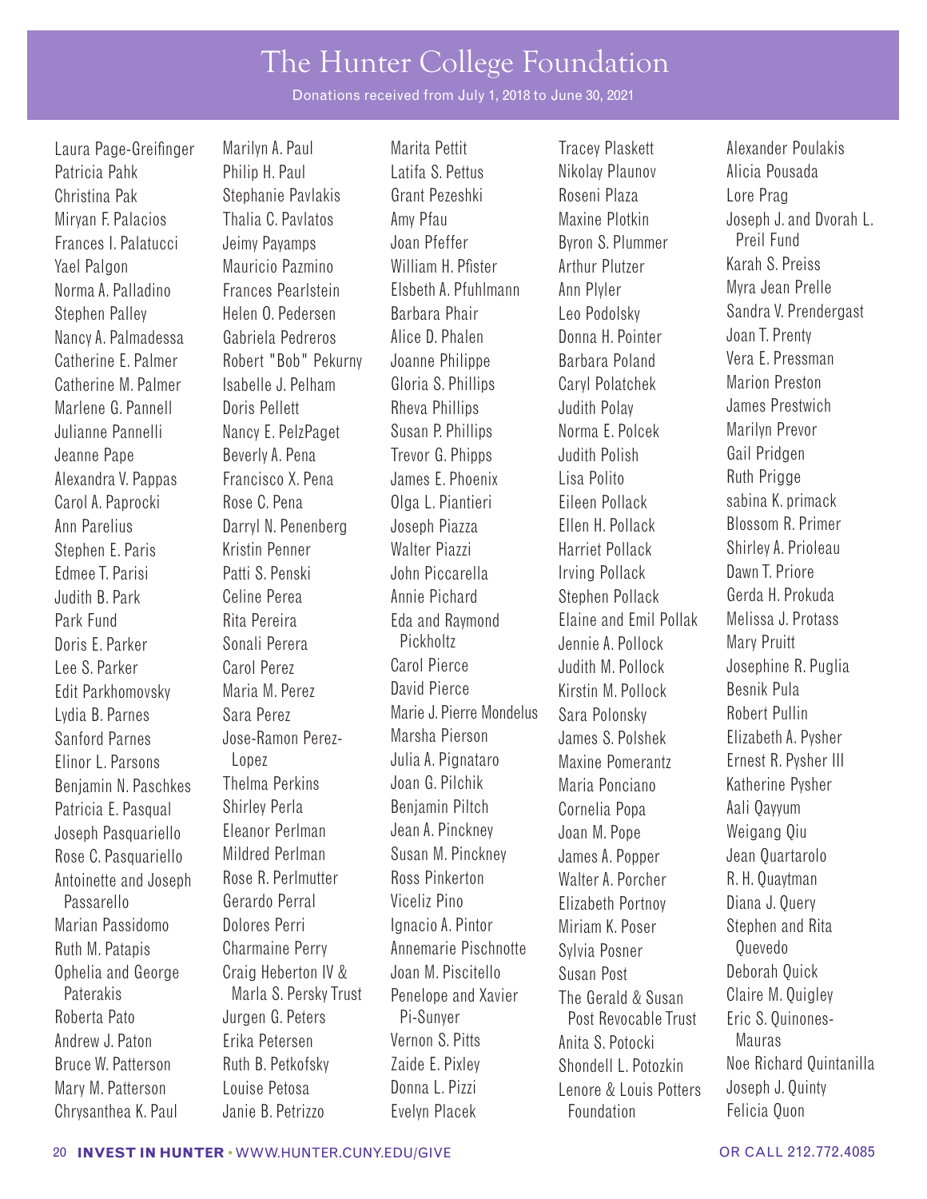# The Hunter College Foundation

Donations received from July 1, 2018 to June 30, 2021

Laura Page-Greifinger
Patricia Pahk
Christina Pak
Miryan F. Palacios
Frances I. Palatucci
Yael Palgon
Norma A. Palladino
Stephen Palley
Nancy A. Palmadessa
Catherine E. Palmer
Catherine M. Palmer
Marlene G. Pannell
Julianne Pannelli
Jeanne Pape
Alexandra V. Pappas
Carol A. Paprocki
Ann Parelius
Stephen E. Paris
Edmee T. Parisi
Judith B. Park
Park Fund
Doris E. Parker
Lee S. Parker
Edit Parkhomovsky
Lydia B. Parnes
Sanford Parnes
Elinor L. Parsons
Benjamin N. Paschkes
Patricia E. Pasqual
Joseph Pasquariello
Rose C. Pasquariello
Antoinette and Joseph Passarello
Marian Passidomo
Ruth M. Patapis
Ophelia and George Paterakis
Roberta Pato
Andrew J. Paton
Bruce W. Patterson
Mary M. Patterson
Chrysanthea K. Paul
Marilyn A. Paul
Philip H. Paul
Stephanie Pavlakis
Thalia C. Pavlatos
Jeimy Payamps
Mauricio Pazmino
Frances Pearlstein
Helen O. Pedersen
Gabriela Pedreros
Robert "Bob" Pekurny
Isabelle J. Pelham
Doris Pellett
Nancy E. PelzPaget
Beverly A. Pena
Francisco X. Pena
Rose C. Pena
Darryl N. Penenberg
Kristin Penner
Patti S. Penski
Celine Perea
Rita Pereira
Sonali Perera
Carol Perez
Maria M. Perez
Sara Perez
Jose-Ramon Perez-Lopez
Thelma Perkins
Shirley Perla
Eleanor Perlman
Mildred Perlman
Rose R. Perlmutter
Gerardo Perral
Dolores Perri
Charmaine Perry
Craig Heberton IV & Marla S. Persky Trust
Jurgen G. Peters
Erika Petersen
Ruth B. Petkofsky
Louise Petosa
Janie B. Petrizzo
Marita Pettit
Latifa S. Pettus
Grant Pezeshki
Amy Pfau
Joan Pfeffer
William H. Pfister
Elsbeth A. Pfuhlmann
Barbara Phair
Alice D. Phalen
Joanne Philippe
Gloria S. Phillips
Rheva Phillips
Susan P. Phillips
Trevor G. Phipps
James E. Phoenix
Olga L. Piantieri
Joseph Piazza
Walter Piazzi
John Piccarella
Annie Pichard
Eda and Raymond Pickholtz
Carol Pierce
David Pierce
Marie J. Pierre Mondelus
Marsha Pierson
Julia A. Pignataro
Joan G. Pilchik
Benjamin Piltch
Jean A. Pinckney
Susan M. Pinckney
Ross Pinkerton
Viceliz Pino
Ignacio A. Pintor
Annemarie Pischnotte
Joan M. Piscitello
Penelope and Xavier Pi-Sunyer
Vernon S. Pitts
Zaide E. Pixley
Donna L. Pizzi
Evelyn Placek
Tracey Plaskett
Nikolay Plaunov
Roseni Plaza
Maxine Plotkin
Byron S. Plummer
Arthur Plutzer
Ann Plyler
Leo Podolsky
Donna H. Pointer
Barbara Poland
Caryl Polatchek
Judith Polay
Norma E. Polcek
Judith Polish
Lisa Polito
Eileen Pollack
Ellen H. Pollack
Harriet Pollack
Irving Pollack
Stephen Pollack
Elaine and Emil Pollak
Jennie A. Pollock
Judith M. Pollock
Kirstin M. Pollock
Sara Polonsky
James S. Polshek
Maxine Pomerantz
Maria Ponciano
Cornelia Popa
Joan M. Pope
James A. Popper
Walter A. Porcher
Elizabeth Portnoy
Miriam K. Poser
Sylvia Posner
Susan Post
The Gerald & Susan Post Revocable Trust
Anita S. Potocki
Shondell L. Potozkin
Lenore & Louis Potters Foundation
Alexander Poulakis
Alicia Pousada
Lore Prag
Joseph J. and Dvorah L. Preil Fund
Karah S. Preiss
Myra Jean Prelle
Sandra V. Prendergast
Joan T. Prenty
Vera E. Pressman
Marion Preston
James Prestwich
Marilyn Prevor
Gail Pridgen
Ruth Prigge
sabina K. primack
Blossom R. Primer
Shirley A. Prioleau
Dawn T. Priore
Gerda H. Prokuda
Melissa J. Protass
Mary Pruitt
Josephine R. Puglia
Besnik Pula
Robert Pullin
Elizabeth A. Pysher
Ernest R. Pysher III
Katherine Pysher
Aali Qayyum
Weigang Qiu
Jean Quartarolo
R. H. Quaytman
Diana J. Query
Stephen and Rita Quevedo
Deborah Quick
Claire M. Quigley
Eric S. Quinones-Mauras
Noe Richard Quintanilla
Joseph J. Quinty
Felicia Quon

**INVEST IN HUNTER** • WWW.HUNTER.CUNY.EDU/GIVE OR CALL 212.772.4085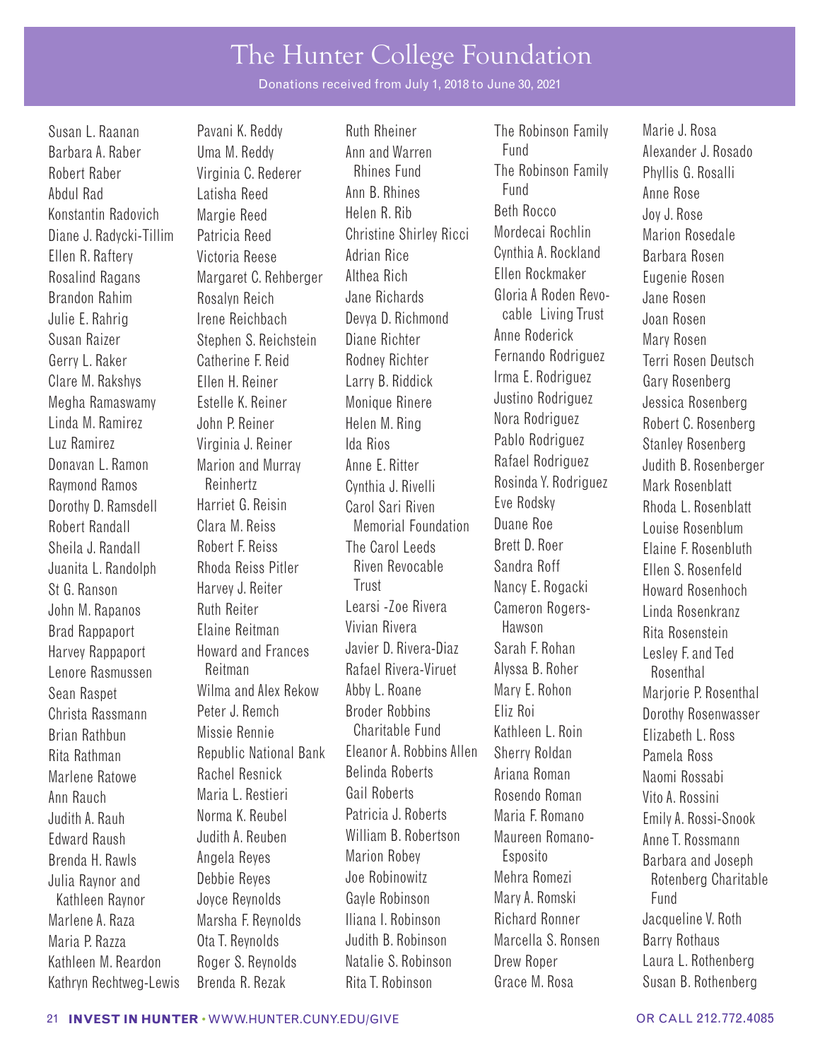# The Hunter College Foundation

Donations received from July 1, 2018 to June 30, 2021

Susan L. Raanan
Barbara A. Raber
Robert Raber
Abdul Rad
Konstantin Radovich
Diane J. Radycki-Tillim
Ellen R. Raftery
Rosalind Ragans
Brandon Rahim
Julie E. Rahrig
Susan Raizer
Gerry L. Raker
Clare M. Rakshys
Megha Ramaswamy
Linda M. Ramirez
Luz Ramirez
Donavan L. Ramon
Raymond Ramos
Dorothy D. Ramsdell
Robert Randall
Sheila J. Randall
Juanita L. Randolph
St G. Ranson
John M. Rapanos
Brad Rappaport
Harvey Rappaport
Lenore Rasmussen
Sean Raspet
Christa Rassmann
Brian Rathbun
Rita Rathman
Marlene Ratowe
Ann Rauch
Judith A. Rauh
Edward Raush
Brenda H. Rawls
Julia Raynor and Kathleen Raynor
Marlene A. Raza
Maria P. Razza
Kathleen M. Reardon
Kathryn Rechtweg-Lewis
Pavani K. Reddy
Uma M. Reddy
Virginia C. Rederer
Latisha Reed
Margie Reed
Patricia Reed
Victoria Reese
Margaret C. Rehberger
Rosalyn Reich
Irene Reichbach
Stephen S. Reichstein
Catherine F. Reid
Ellen H. Reiner
Estelle K. Reiner
John P. Reiner
Virginia J. Reiner
Marion and Murray Reinhertz
Harriet G. Reisin
Clara M. Reiss
Robert F. Reiss
Rhoda Reiss Pitler
Harvey J. Reiter
Ruth Reiter
Elaine Reitman
Howard and Frances Reitman
Wilma and Alex Rekow
Peter J. Remch
Missie Rennie
Republic National Bank
Rachel Resnick
Maria L. Restieri
Norma K. Reubel
Judith A. Reuben
Angela Reyes
Debbie Reyes
Joyce Reynolds
Marsha F. Reynolds
Ota T. Reynolds
Roger S. Reynolds
Brenda R. Rezak
Ruth Rheiner
Ann and Warren Rhines Fund
Ann B. Rhines
Helen R. Rib
Christine Shirley Ricci
Adrian Rice
Althea Rich
Jane Richards
Devya D. Richmond
Diane Richter
Rodney Richter
Larry B. Riddick
Monique Rinere
Helen M. Ring
Ida Rios
Anne E. Ritter
Cynthia J. Rivelli
Carol Sari Riven Memorial Foundation
The Carol Leeds Riven Revocable Trust
Learsi -Zoe Rivera
Vivian Rivera
Javier D. Rivera-Diaz
Rafael Rivera-Viruet
Abby L. Roane
Broder Robbins Charitable Fund
Eleanor A. Robbins Allen
Belinda Roberts
Gail Roberts
Patricia J. Roberts
William B. Robertson
Marion Robey
Joe Robinowitz
Gayle Robinson
Iliana I. Robinson
Judith B. Robinson
Natalie S. Robinson
Rita T. Robinson
The Robinson Family Fund
The Robinson Family Fund
Beth Rocco
Mordecai Rochlin
Cynthia A. Rockland
Ellen Rockmaker
Gloria A Roden Revocable Living Trust
Anne Roderick
Fernando Rodriguez
Irma E. Rodriguez
Justino Rodriguez
Nora Rodriguez
Pablo Rodriguez
Rafael Rodriguez
Rosinda Y. Rodriguez
Eve Rodsky
Duane Roe
Brett D. Roer
Sandra Roff
Nancy E. Rogacki
Cameron Rogers-Hawson
Sarah F. Rohan
Alyssa B. Roher
Mary E. Rohon
Eliz Roi
Kathleen L. Roin
Sherry Roldan
Ariana Roman
Rosendo Roman
Maria F. Romano
Maureen Romano-Esposito
Mehra Romezi
Mary A. Romski
Richard Ronner
Marcella S. Ronsen
Drew Roper
Grace M. Rosa
Marie J. Rosa
Alexander J. Rosado
Phyllis G. Rosalli
Anne Rose
Joy J. Rose
Marion Rosedale
Barbara Rosen
Eugenie Rosen
Jane Rosen
Joan Rosen
Mary Rosen
Terri Rosen Deutsch
Gary Rosenberg
Jessica Rosenberg
Robert C. Rosenberg
Stanley Rosenberg
Judith B. Rosenberger
Mark Rosenblatt
Rhoda L. Rosenblatt
Louise Rosenblum
Elaine F. Rosenbluth
Ellen S. Rosenfeld
Howard Rosenhoch
Linda Rosenkranz
Rita Rosenstein
Lesley F. and Ted Rosenthal
Marjorie P. Rosenthal
Dorothy Rosenwasser
Elizabeth L. Ross
Pamela Ross
Naomi Rossabi
Vito A. Rossini
Emily A. Rossi-Snook
Anne T. Rossmann
Barbara and Joseph Rotenberg Charitable Fund
Jacqueline V. Roth
Barry Rothaus
Laura L. Rothenberg
Susan B. Rothenberg

**INVEST IN HUNTER** • WWW.HUNTER.CUNY.EDU/GIVE OR CALL 212.772.4085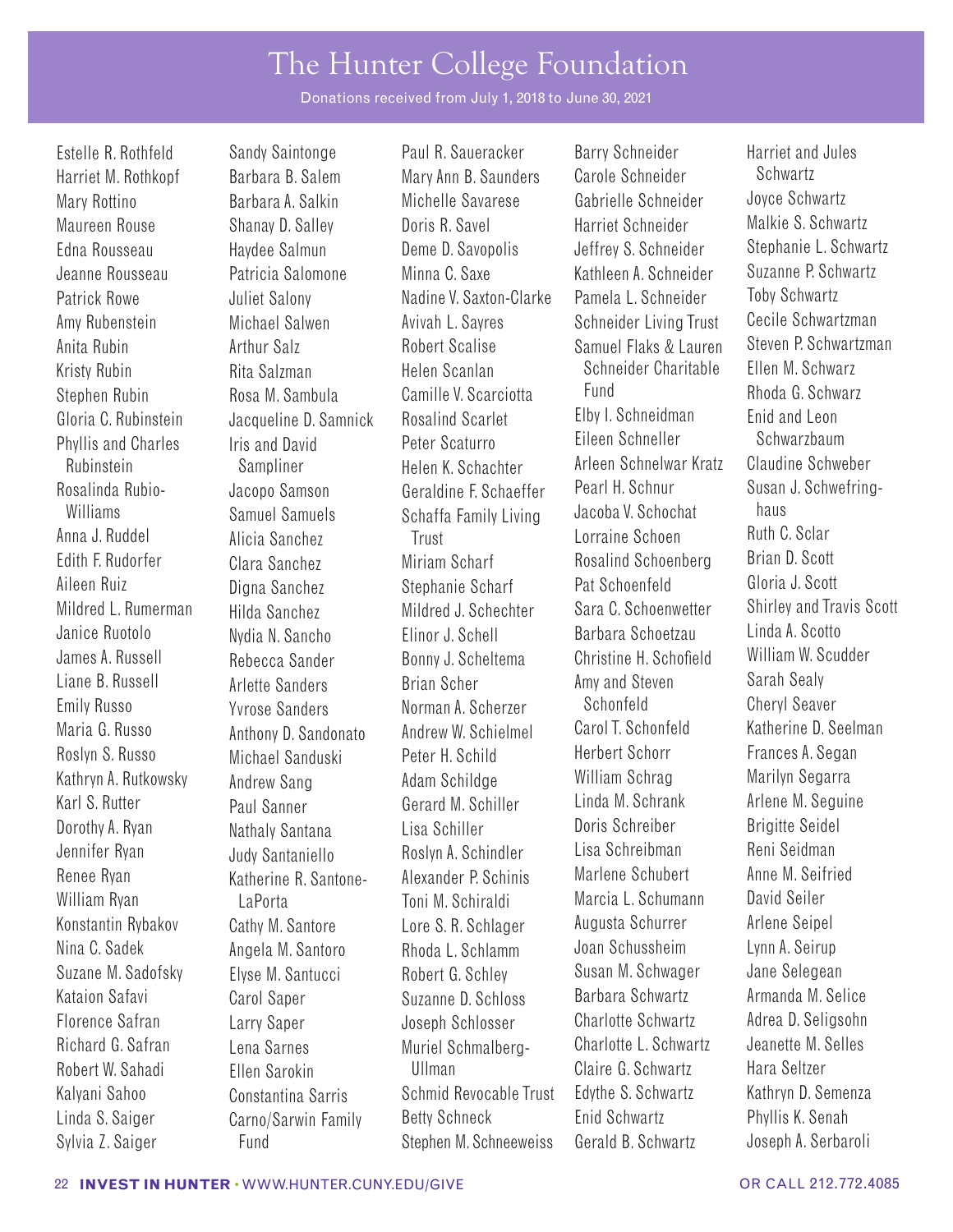# The Hunter College Foundation

Donations received from July 1, 2018 to June 30, 2021

Estelle R. Rothfeld
Harriet M. Rothkopf
Mary Rottino
Maureen Rouse
Edna Rousseau
Jeanne Rousseau
Patrick Rowe
Amy Rubenstein
Anita Rubin
Kristy Rubin
Stephen Rubin
Gloria C. Rubinstein
Phyllis and Charles Rubinstein
Rosalinda Rubio-Williams
Anna J. Ruddel
Edith F. Rudorfer
Aileen Ruiz
Mildred L. Rumerman
Janice Ruotolo
James A. Russell
Liane B. Russell
Emily Russo
Maria G. Russo
Roslyn S. Russo
Kathryn A. Rutkowsky
Karl S. Rutter
Dorothy A. Ryan
Jennifer Ryan
Renee Ryan
William Ryan
Konstantin Rybakov
Nina C. Sadek
Suzane M. Sadofsky
Kataion Safavi
Florence Safran
Richard G. Safran
Robert W. Sahadi
Kalyani Sahoo
Linda S. Saiger
Sylvia Z. Saiger
Sandy Saintonge
Barbara B. Salem
Barbara A. Salkin
Shanay D. Salley
Haydee Salmun
Patricia Salomone
Juliet Salony
Michael Salwen
Arthur Salz
Rita Salzman
Rosa M. Sambula
Jacqueline D. Samnick
Iris and David Sampliner
Jacopo Samson
Samuel Samuels
Alicia Sanchez
Clara Sanchez
Digna Sanchez
Hilda Sanchez
Nydia N. Sancho
Rebecca Sander
Arlette Sanders
Yvrose Sanders
Anthony D. Sandonato
Michael Sanduski
Andrew Sang
Paul Sanner
Nathaly Santana
Judy Santaniello
Katherine R. Santone-LaPorta
Cathy M. Santore
Angela M. Santoro
Elyse M. Santucci
Carol Saper
Larry Saper
Lena Sarnes
Ellen Sarokin
Constantina Sarris
Carno/Sarwin Family Fund
Paul R. Saueracker
Mary Ann B. Saunders
Michelle Savarese
Doris R. Savel
Deme D. Savopolis
Minna C. Saxe
Nadine V. Saxton-Clarke
Avivah L. Sayres
Robert Scalise
Helen Scanlan
Camille V. Scarciotta
Rosalind Scarlet
Peter Scaturro
Helen K. Schachter
Geraldine F. Schaeffer
Schaffa Family Living Trust
Miriam Scharf
Stephanie Scharf
Mildred J. Schechter
Elinor J. Schell
Bonny J. Scheltema
Brian Scher
Norman A. Scherzer
Andrew W. Schielmel
Peter H. Schild
Adam Schildge
Gerard M. Schiller
Lisa Schiller
Roslyn A. Schindler
Alexander P. Schinis
Toni M. Schiraldi
Lore S. R. Schlager
Rhoda L. Schlamm
Robert G. Schley
Suzanne D. Schloss
Joseph Schlosser
Muriel Schmalberg-Ullman
Schmid Revocable Trust
Betty Schneck
Stephen M. Schneeweiss
Barry Schneider
Carole Schneider
Gabrielle Schneider
Harriet Schneider
Jeffrey S. Schneider
Kathleen A. Schneider
Pamela L. Schneider
Schneider Living Trust
Samuel Flaks & Lauren Schneider Charitable Fund
Elby I. Schneidman
Eileen Schneller
Arleen Schnelwar Kratz
Pearl H. Schnur
Jacoba V. Schochat
Lorraine Schoen
Rosalind Schoenberg
Pat Schoenfeld
Sara C. Schoenwetter
Barbara Schoetzau
Christine H. Schofield
Amy and Steven Schonfeld
Carol T. Schonfeld
Herbert Schorr
William Schrag
Linda M. Schrank
Doris Schreiber
Lisa Schreibman
Marlene Schubert
Marcia L. Schumann
Augusta Schurrer
Joan Schussheim
Susan M. Schwager
Barbara Schwartz
Charlotte Schwartz
Charlotte L. Schwartz
Claire G. Schwartz
Edythe S. Schwartz
Enid Schwartz
Gerald B. Schwartz
Harriet and Jules Schwartz
Joyce Schwartz
Malkie S. Schwartz
Stephanie L. Schwartz
Suzanne P. Schwartz
Toby Schwartz
Cecile Schwartzman
Steven P. Schwartzman
Ellen M. Schwarz
Rhoda G. Schwarz
Enid and Leon Schwarzbaum
Claudine Schweber
Susan J. Schwefringhaus
Ruth C. Sclar
Brian D. Scott
Gloria J. Scott
Shirley and Travis Scott
Linda A. Scotto
William W. Scudder
Sarah Sealy
Cheryl Seaver
Katherine D. Seelman
Frances A. Segan
Marilyn Segarra
Arlene M. Seguine
Brigitte Seidel
Reni Seidman
Anne M. Seifried
David Seiler
Arlene Seipel
Lynn A. Seirup
Jane Selegean
Armanda M. Selice
Adrea D. Seligsohn
Jeanette M. Selles
Hara Seltzer
Kathryn D. Semenza
Phyllis K. Senah
Joseph A. Serbaroli

**INVEST IN HUNTER** • WWW.HUNTER.CUNY.EDU/GIVE OR CALL 212.772.4085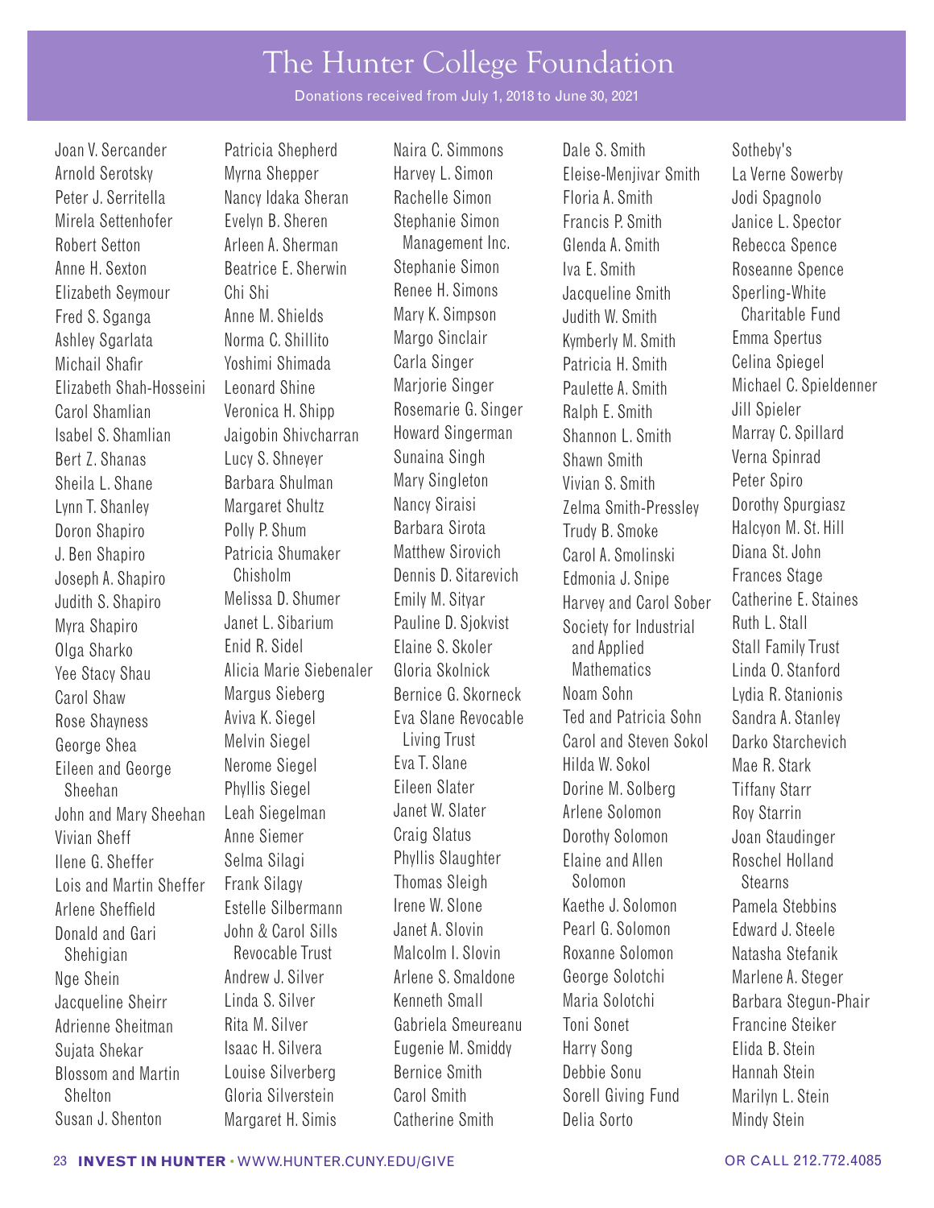# The Hunter College Foundation

Donations received from July 1, 2018 to June 30, 2021

Joan V. Sercander
Arnold Serotsky
Peter J. Serritella
Mirela Settenhofer
Robert Setton
Anne H. Sexton
Elizabeth Seymour
Fred S. Sganga
Ashley Sgarlata
Michail Shafir
Elizabeth Shah-Hosseini
Carol Shamlian
Isabel S. Shamlian
Bert Z. Shanas
Sheila L. Shane
Lynn T. Shanley
Doron Shapiro
J. Ben Shapiro
Joseph A. Shapiro
Judith S. Shapiro
Myra Shapiro
Olga Sharko
Yee Stacy Shau
Carol Shaw
Rose Shayness
George Shea
Eileen and George Sheehan
John and Mary Sheehan
Vivian Sheff
Ilene G. Sheffer
Lois and Martin Sheffer
Arlene Sheffield
Donald and Gari Shehigian
Nge Shein
Jacqueline Sheirr
Adrienne Sheitman
Sujata Shekar
Blossom and Martin Shelton
Susan J. Shenton
Patricia Shepherd
Myrna Shepper
Nancy Idaka Sheran
Evelyn B. Sheren
Arleen A. Sherman
Beatrice E. Sherwin
Chi Shi
Anne M. Shields
Norma C. Shillito
Yoshimi Shimada
Leonard Shine
Veronica H. Shipp
Jaigobin Shivcharran
Lucy S. Shneyer
Barbara Shulman
Margaret Shultz
Polly P. Shum
Patricia Shumaker Chisholm
Melissa D. Shumer
Janet L. Sibarium
Enid R. Sidel
Alicia Marie Siebenaler
Margus Sieberg
Aviva K. Siegel
Melvin Siegel
Nerome Siegel
Phyllis Siegel
Leah Siegelman
Anne Siemer
Selma Silagi
Frank Silagy
Estelle Silbermann
John & Carol Sills Revocable Trust
Andrew J. Silver
Linda S. Silver
Rita M. Silver
Isaac H. Silvera
Louise Silverberg
Gloria Silverstein
Margaret H. Simis
Naira C. Simmons
Harvey L. Simon
Rachelle Simon
Stephanie Simon Management Inc.
Stephanie Simon
Renee H. Simons
Mary K. Simpson
Margo Sinclair
Carla Singer
Marjorie Singer
Rosemarie G. Singer
Howard Singerman
Sunaina Singh
Mary Singleton
Nancy Siraisi
Barbara Sirota
Matthew Sirovich
Dennis D. Sitarevich
Emily M. Sityar
Pauline D. Sjokvist
Elaine S. Skoler
Gloria Skolnick
Bernice G. Skorneck
Eva Slane Revocable Living Trust
Eva T. Slane
Eileen Slater
Janet W. Slater
Craig Slatus
Phyllis Slaughter
Thomas Sleigh
Irene W. Slone
Janet A. Slovin
Malcolm I. Slovin
Arlene S. Smaldone
Kenneth Small
Gabriela Smeureanu
Eugenie M. Smiddy
Bernice Smith
Carol Smith
Catherine Smith
Dale S. Smith
Eleise-Menjivar Smith
Floria A. Smith
Francis P. Smith
Glenda A. Smith
Iva E. Smith
Jacqueline Smith
Judith W. Smith
Kymberly M. Smith
Patricia H. Smith
Paulette A. Smith
Ralph E. Smith
Shannon L. Smith
Shawn Smith
Vivian S. Smith
Zelma Smith-Pressley
Trudy B. Smoke
Carol A. Smolinski
Edmonia J. Snipe
Harvey and Carol Sober
Society for Industrial and Applied Mathematics
Noam Sohn
Ted and Patricia Sohn
Carol and Steven Sokol
Hilda W. Sokol
Dorine M. Solberg
Arlene Solomon
Dorothy Solomon
Elaine and Allen Solomon
Kaethe J. Solomon
Pearl G. Solomon
Roxanne Solomon
George Solotchi
Maria Solotchi
Toni Sonet
Harry Song
Debbie Sonu
Sorell Giving Fund
Delia Sorto
Sotheby's
La Verne Sowerby
Jodi Spagnolo
Janice L. Spector
Rebecca Spence
Roseanne Spence
Sperling-White Charitable Fund
Emma Spertus
Celina Spiegel
Michael C. Spieldenner
Jill Spieler
Marray C. Spillard
Verna Spinrad
Peter Spiro
Dorothy Spurgiasz
Halcyon M. St. Hill
Diana St. John
Frances Stage
Catherine E. Staines
Ruth L. Stall
Stall Family Trust
Linda O. Stanford
Lydia R. Stanionis
Sandra A. Stanley
Darko Starchevich
Mae R. Stark
Tiffany Starr
Roy Starrin
Joan Staudinger
Roschel Holland Stearns
Pamela Stebbins
Edward J. Steele
Natasha Stefanik
Marlene A. Steger
Barbara Stegun-Phair
Francine Steiker
Elida B. Stein
Hannah Stein
Marilyn L. Stein
Mindy Stein

**INVEST IN HUNTER** · WWW.HUNTER.CUNY.EDU/GIVE OR CALL 212.772.4085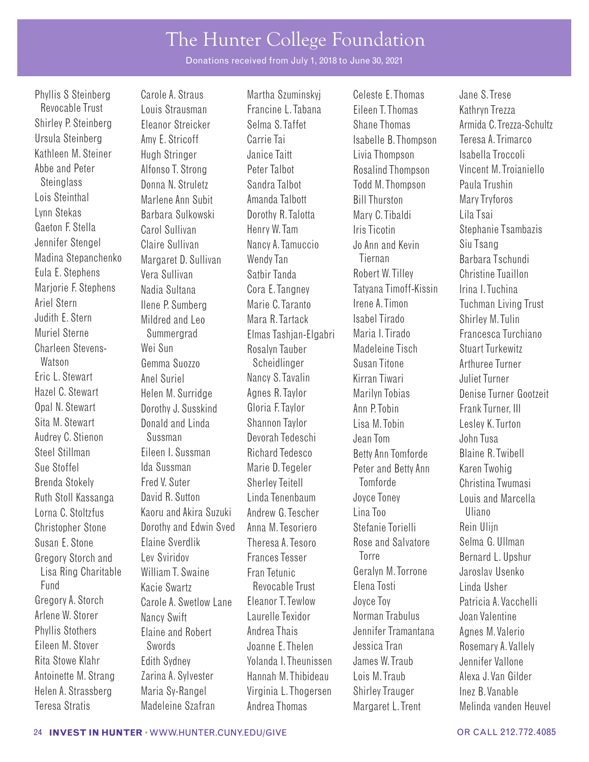# The Hunter College Foundation

Donations received from July 1, 2018 to June 30, 2021

Phyllis S Steinberg Revocable Trust
Shirley P. Steinberg
Ursula Steinberg
Kathleen M. Steiner
Abbe and Peter Steinglass
Lois Steinthal
Lynn Stekas
Gaeton F. Stella
Jennifer Stengel
Madina Stepanchenko
Eula E. Stephens
Marjorie F. Stephens
Ariel Stern
Judith E. Stern
Muriel Sterne
Charleen Stevens-Watson
Eric L. Stewart
Hazel C. Stewart
Opal N. Stewart
Sita M. Stewart
Audrey C. Stienon
Steel Stillman
Sue Stoffel
Brenda Stokely
Ruth Stoll Kassanga
Lorna C. Stoltzfus
Christopher Stone
Susan E. Stone
Gregory Storch and Lisa Ring Charitable Fund
Gregory A. Storch
Arlene W. Storer
Phyllis Stothers
Eileen M. Stover
Rita Stowe Klahr
Antoinette M. Strang
Helen A. Strassberg
Teresa Stratis
Carole A. Straus
Louis Strausman
Eleanor Streicker
Amy E. Stricoff
Hugh Stringer
Alfonso T. Strong
Donna N. Struletz
Marlene Ann Subit
Barbara Sulkowski
Carol Sullivan
Claire Sullivan
Margaret D. Sullivan
Vera Sullivan
Nadia Sultana
Ilene P. Sumberg
Mildred and Leo Summergrad
Wei Sun
Gemma Suozzo
Anel Suriel
Helen M. Surridge
Dorothy J. Susskind
Donald and Linda Sussman
Eileen I. Sussman
Ida Sussman
Fred V. Suter
David R. Sutton
Kaoru and Akira Suzuki
Dorothy and Edwin Sved
Elaine Sverdlik
Lev Sviridov
William T. Swaine
Kacie Swartz
Carole A. Swetlow Lane
Nancy Swift
Elaine and Robert Swords
Edith Sydney
Zarina A. Sylvester
Maria Sy-Rangel
Madeleine Szafran
Martha Szuminskyj
Francine L. Tabana
Selma S. Taffet
Carrie Tai
Janice Taitt
Peter Talbot
Sandra Talbot
Amanda Talbott
Dorothy R. Talotta
Henry W. Tam
Nancy A. Tamuccio
Wendy Tan
Satbir Tanda
Cora E. Tangney
Marie C. Taranto
Mara R. Tartack
Elmas Tashjan-Elgabri
Rosalyn Tauber Scheidlinger
Nancy S. Tavalin
Agnes R. Taylor
Gloria F. Taylor
Shannon Taylor
Devorah Tedeschi
Richard Tedesco
Marie D. Tegeler
Sherley Teitell
Linda Tenenbaum
Andrew G. Tescher
Anna M. Tesoriero
Theresa A. Tesoro
Frances Tesser
Fran Tetunic Revocable Trust
Eleanor T. Tewlow
Laurelle Texidor
Andrea Thais
Joanne E. Thelen
Yolanda I. Theunissen
Hannah M. Thibideau
Virginia L. Thogersen
Andrea Thomas
Celeste E. Thomas
Eileen T. Thomas
Shane Thomas
Isabelle B. Thompson
Livia Thompson
Rosalind Thompson
Todd M. Thompson
Bill Thurston
Mary C. Tibaldi
Iris Ticotin
Jo Ann and Kevin Tiernan
Robert W. Tilley
Tatyana Timoff-Kissin
Irene A. Timon
Isabel Tirado
Maria I. Tirado
Madeleine Tisch
Susan Titone
Kirran Tiwari
Marilyn Tobias
Ann P. Tobin
Lisa M. Tobin
Jean Tom
Betty Ann Tomforde
Peter and Betty Ann Tomforde
Joyce Toney
Lina Too
Stefanie Torielli
Rose and Salvatore Torre
Geralyn M. Torrone
Elena Tosti
Joyce Toy
Norman Trabulus
Jennifer Tramantana
Jessica Tran
James W. Traub
Lois M. Traub
Shirley Trauger
Margaret L. Trent
Jane S. Trese
Kathryn Trezza
Armida C. Trezza-Schultz
Teresa A. Trimarco
Isabella Troccoli
Vincent M. Troianiello
Paula Trushin
Mary Tryforos
Lila Tsai
Stephanie Tsambazis
Siu Tsang
Barbara Tschundi
Christine Tuaillon
Irina I. Tuchina
Tuchman Living Trust
Shirley M. Tulin
Francesca Turchiano
Stuart Turkewitz
Arthuree Turner
Juliet Turner
Denise Turner Gootzeit
Frank Turner, III
Lesley K. Turton
John Tusa
Blaine R. Twibell
Karen Twohig
Christina Twumasi
Louis and Marcella Uliano
Rein Ulijn
Selma G. Ullman
Bernard L. Upshur
Jaroslav Usenko
Linda Usher
Patricia A. Vacchelli
Joan Valentine
Agnes M. Valerio
Rosemary A. Vallely
Jennifer Vallone
Alexa J. Van Gilder
Inez B. Vanable
Melinda vanden Heuvel

**INVEST IN HUNTER** • WWW.HUNTER.CUNY.EDU/GIVE OR CALL 212.772.4085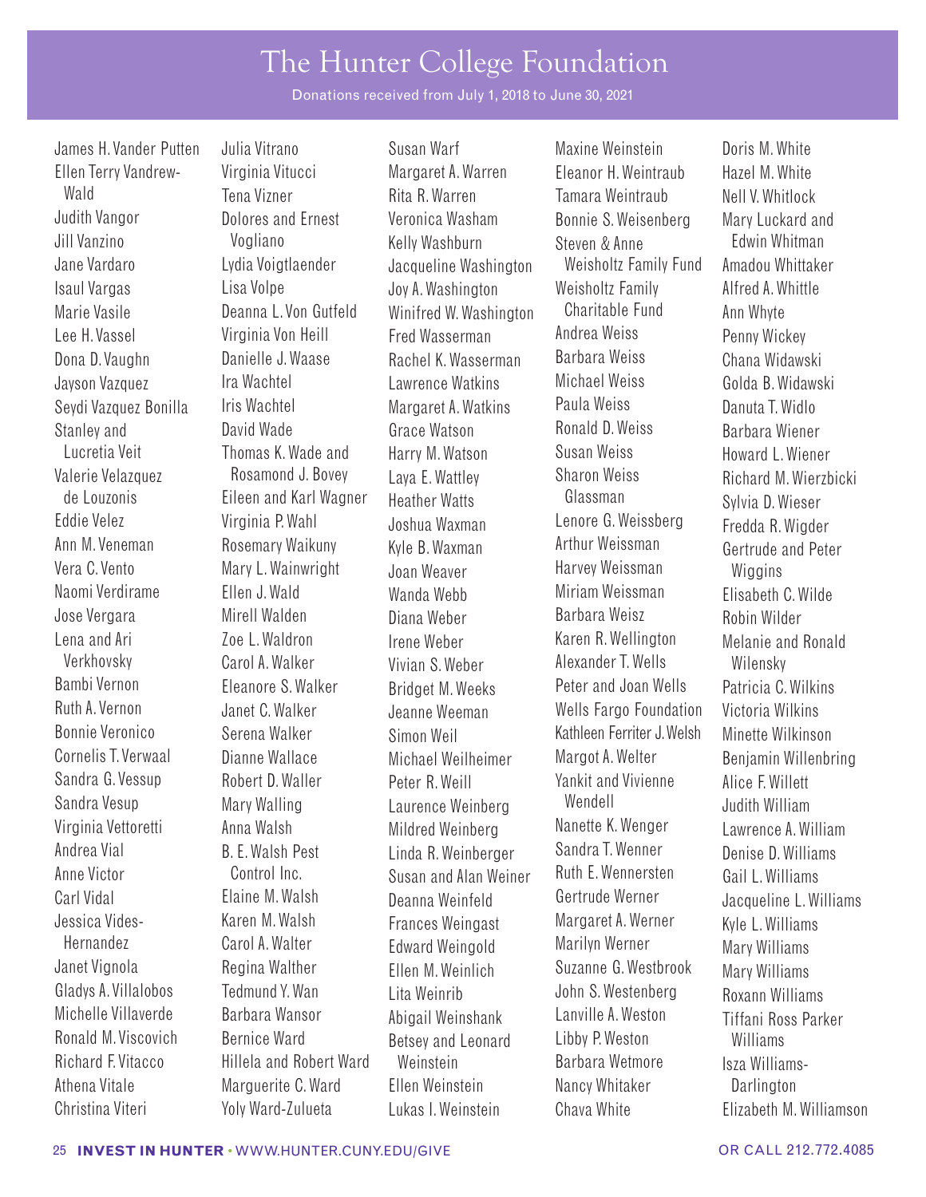# The Hunter College Foundation

Donations received from July 1, 2018 to June 30, 2021

James H. Vander Putten
Ellen Terry Vandrew-Wald
Judith Vangor
Jill Vanzino
Jane Vardaro
Isaul Vargas
Marie Vasile
Lee H. Vassel
Dona D. Vaughn
Jayson Vazquez
Seydi Vazquez Bonilla
Stanley and Lucretia Veit
Valerie Velazquez de Louzonis
Eddie Velez
Ann M. Veneman
Vera C. Vento
Naomi Verdirame
Jose Vergara
Lena and Ari Verkhovsky
Bambi Vernon
Ruth A. Vernon
Bonnie Veronico
Cornelis T. Verwaal
Sandra G. Vessup
Sandra Vesup
Virginia Vettoretti
Andrea Vial
Anne Victor
Carl Vidal
Jessica Vides-Hernandez
Janet Vignola
Gladys A. Villalobos
Michelle Villaverde
Ronald M. Viscovich
Richard F. Vitacco
Athena Vitale
Christina Viteri
Julia Vitrano
Virginia Vitucci
Tena Vizner
Dolores and Ernest Vogliano
Lydia Voigtlaender
Lisa Volpe
Deanna L. Von Gutfeld
Virginia Von Heill
Danielle J. Waase
Ira Wachtel
Iris Wachtel
David Wade
Thomas K. Wade and Rosamond J. Bovey
Eileen and Karl Wagner
Virginia P. Wahl
Rosemary Waikuny
Mary L. Wainwright
Ellen J. Wald
Mirell Walden
Zoe L. Waldron
Carol A. Walker
Eleanore S. Walker
Janet C. Walker
Serena Walker
Dianne Wallace
Robert D. Waller
Mary Walling
Anna Walsh
B. E. Walsh Pest Control Inc.
Elaine M. Walsh
Karen M. Walsh
Carol A. Walter
Regina Walther
Tedmund Y. Wan
Barbara Wansor
Bernice Ward
Hillela and Robert Ward
Marguerite C. Ward
Yoly Ward-Zulueta
Susan Warf
Margaret A. Warren
Rita R. Warren
Veronica Washam
Kelly Washburn
Jacqueline Washington
Joy A. Washington
Winifred W. Washington
Fred Wasserman
Rachel K. Wasserman
Lawrence Watkins
Margaret A. Watkins
Grace Watson
Harry M. Watson
Laya E. Wattley
Heather Watts
Joshua Waxman
Kyle B. Waxman
Joan Weaver
Wanda Webb
Diana Weber
Irene Weber
Vivian S. Weber
Bridget M. Weeks
Jeanne Weeman
Simon Weil
Michael Weilheimer
Peter R. Weill
Laurence Weinberg
Mildred Weinberg
Linda R. Weinberger
Susan and Alan Weiner
Deanna Weinfeld
Frances Weingast
Edward Weingold
Ellen M. Weinlich
Lita Weinrib
Abigail Weinshank
Betsey and Leonard Weinstein
Ellen Weinstein
Lukas I. Weinstein
Maxine Weinstein
Eleanor H. Weintraub
Tamara Weintraub
Bonnie S. Weisenberg
Steven & Anne Weisholtz Family Fund
Weisholtz Family Charitable Fund
Andrea Weiss
Barbara Weiss
Michael Weiss
Paula Weiss
Ronald D. Weiss
Susan Weiss
Sharon Weiss Glassman
Lenore G. Weissberg
Arthur Weissman
Harvey Weissman
Miriam Weissman
Barbara Weisz
Karen R. Wellington
Alexander T. Wells
Peter and Joan Wells
Wells Fargo Foundation
Kathleen Ferriter J. Welsh
Margot A. Welter
Yankit and Vivienne Wendell
Nanette K. Wenger
Sandra T. Wenner
Ruth E. Wennersten
Gertrude Werner
Margaret A. Werner
Marilyn Werner
Suzanne G. Westbrook
John S. Westenberg
Lanville A. Weston
Libby P. Weston
Barbara Wetmore
Nancy Whitaker
Chava White
Doris M. White
Hazel M. White
Nell V. Whitlock
Mary Luckard and Edwin Whitman
Amadou Whittaker
Alfred A. Whittle
Ann Whyte
Penny Wickey
Chana Widawski
Golda B. Widawski
Danuta T. Widlo
Barbara Wiener
Howard L. Wiener
Richard M. Wierzbicki
Sylvia D. Wieser
Fredda R. Wigder
Gertrude and Peter Wiggins
Elisabeth C. Wilde
Robin Wilder
Melanie and Ronald Wilensky
Patricia C. Wilkins
Victoria Wilkins
Minette Wilkinson
Benjamin Willenbring
Alice F. Willett
Judith William
Lawrence A. William
Denise D. Williams
Gail L. Williams
Jacqueline L. Williams
Kyle L. Williams
Mary Williams
Mary Williams
Roxann Williams
Tiffani Ross Parker Williams
Isza Williams-Darlington
Elizabeth M. Williamson

**INVEST IN HUNTER** • WWW.HUNTER.CUNY.EDU/GIVE OR CALL 212.772.4085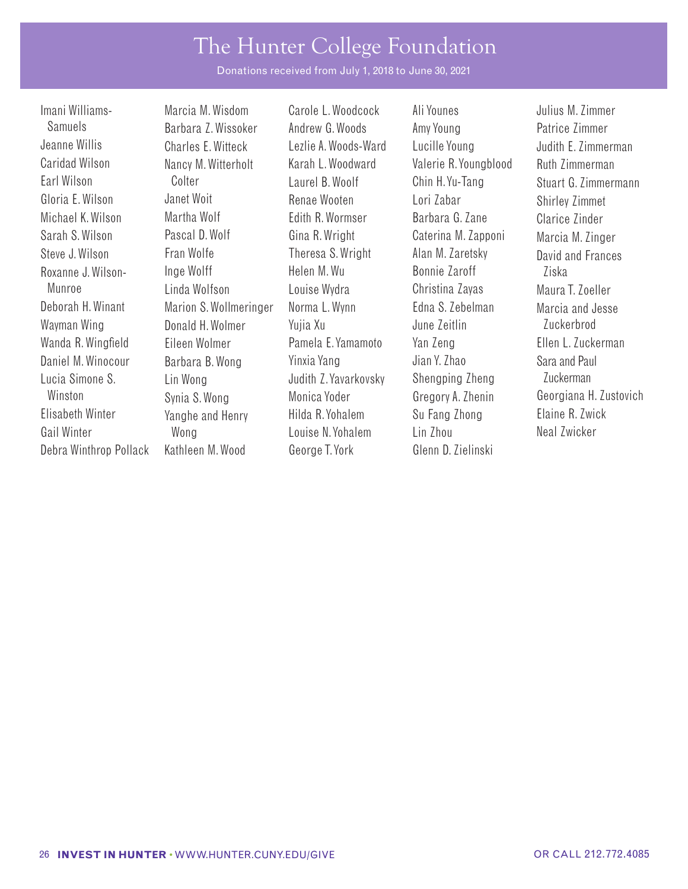# The Hunter College Foundation

Donations received from July 1, 2018 to June 30, 2021

Imani Williams-Samuels
Jeanne Willis
Caridad Wilson
Earl Wilson
Gloria E. Wilson
Michael K. Wilson
Sarah S. Wilson
Steve J. Wilson
Roxanne J. Wilson-Munroe
Deborah H. Winant
Wayman Wing
Wanda R. Wingfield
Daniel M. Winocour
Lucia Simone S. Winston
Elisabeth Winter
Gail Winter
Debra Winthrop Pollack
Marcia M. Wisdom
Barbara Z. Wissoker
Charles E. Witteck
Nancy M. Witterholt Colter
Janet Woit
Martha Wolf
Pascal D. Wolf
Fran Wolfe
Inge Wolff
Linda Wolfson
Marion S. Wollmeringer
Donald H. Wolmer
Eileen Wolmer
Barbara B. Wong
Lin Wong
Synia S. Wong
Yanghe and Henry Wong
Kathleen M. Wood
Carole L. Woodcock
Andrew G. Woods
Lezlie A. Woods-Ward
Karah L. Woodward
Laurel B. Woolf
Renae Wooten
Edith R. Wormser
Gina R. Wright
Theresa S. Wright
Helen M. Wu
Louise Wydra
Norma L. Wynn
Yujia Xu
Pamela E. Yamamoto
Yinxia Yang
Judith Z. Yavarkovsky
Monica Yoder
Hilda R. Yohalem
Louise N. Yohalem
George T. York
Ali Younes
Amy Young
Lucille Young
Valerie R. Youngblood
Chin H. Yu-Tang
Lori Zabar
Barbara G. Zane
Caterina M. Zapponi
Alan M. Zaretsky
Bonnie Zaroff
Christina Zayas
Edna S. Zebelman
June Zeitlin
Yan Zeng
Jian Y. Zhao
Shengping Zheng
Gregory A. Zhenin
Su Fang Zhong
Lin Zhou
Glenn D. Zielinski
Julius M. Zimmer
Patrice Zimmer
Judith E. Zimmerman
Ruth Zimmerman
Stuart G. Zimmermann
Shirley Zimmet
Clarice Zinder
Marcia M. Zinger
David and Frances Ziska
Maura T. Zoeller
Marcia and Jesse Zuckerbrod
Ellen L. Zuckerman
Sara and Paul Zuckerman
Georgiana H. Zustovich
Elaine R. Zwick
Neal Zwicker

**INVEST IN HUNTER** • WWW.HUNTER.CUNY.EDU/GIVE OR CALL 212.772.4085